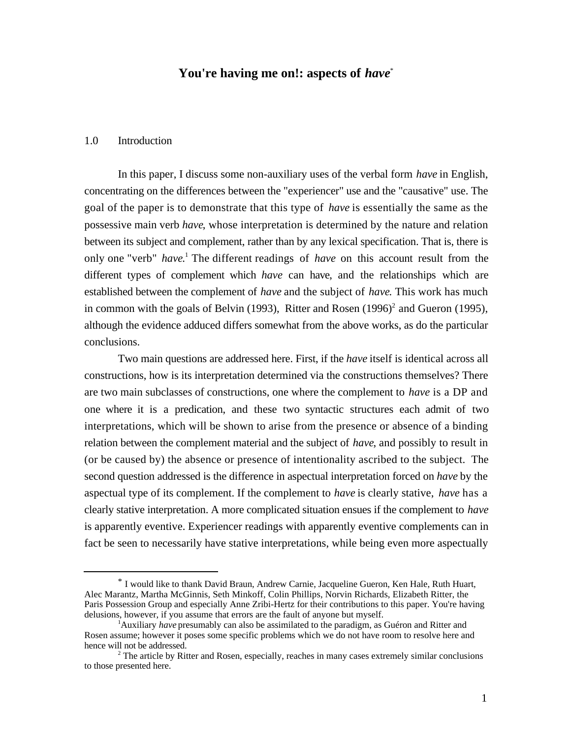# You're having me on!: aspects of *have*[*]

## 1.0 Introduction

In this paper, I discuss some non-auxiliary uses of the verbal form *have* in English, concentrating on the differences between the "experiencer" use and the "causative" use. The goal of the paper is to demonstrate that this type of *have* is essentially the same as the possessive main verb *have*, whose interpretation is determined by the nature and relation between its subject and complement, rather than by any lexical specification. That is, there is only one "verb" *have*.[1] The different readings of *have* on this account result from the different types of complement which *have* can have, and the relationships which are established between the complement of *have* and the subject of *have*. This work has much in common with the goals of Belvin (1993), Ritter and Rosen (1996)[2] and Gueron (1995), although the evidence adduced differs somewhat from the above works, as do the particular conclusions.

Two main questions are addressed here. First, if the *have* itself is identical across all constructions, how is its interpretation determined via the constructions themselves? There are two main subclasses of constructions, one where the complement to *have* is a DP and one where it is a predication, and these two syntactic structures each admit of two interpretations, which will be shown to arise from the presence or absence of a binding relation between the complement material and the subject of *have*, and possibly to result in (or be caused by) the absence or presence of intentionality ascribed to the subject. The second question addressed is the difference in aspectual interpretation forced on *have* by the aspectual type of its complement. If the complement to *have* is clearly stative, *have* has a clearly stative interpretation. A more complicated situation ensues if the complement to *have* is apparently eventive. Experiencer readings with apparently eventive complements can in fact be seen to necessarily have stative interpretations, while being even more aspectually

---

[*] I would like to thank David Braun, Andrew Carnie, Jacqueline Gueron, Ken Hale, Ruth Huart, Alec Marantz, Martha McGinnis, Seth Minkoff, Colin Phillips, Norvin Richards, Elizabeth Ritter, the Paris Possession Group and especially Anne Zribi-Hertz for their contributions to this paper. You're having delusions, however, if you assume that errors are the fault of anyone but myself.

[1] Auxiliary *have* presumably can also be assimilated to the paradigm, as Guéron and Ritter and Rosen assume; however it poses some specific problems which we do not have room to resolve here and hence will not be addressed.

[2] The article by Ritter and Rosen, especially, reaches in many cases extremely similar conclusions to those presented here.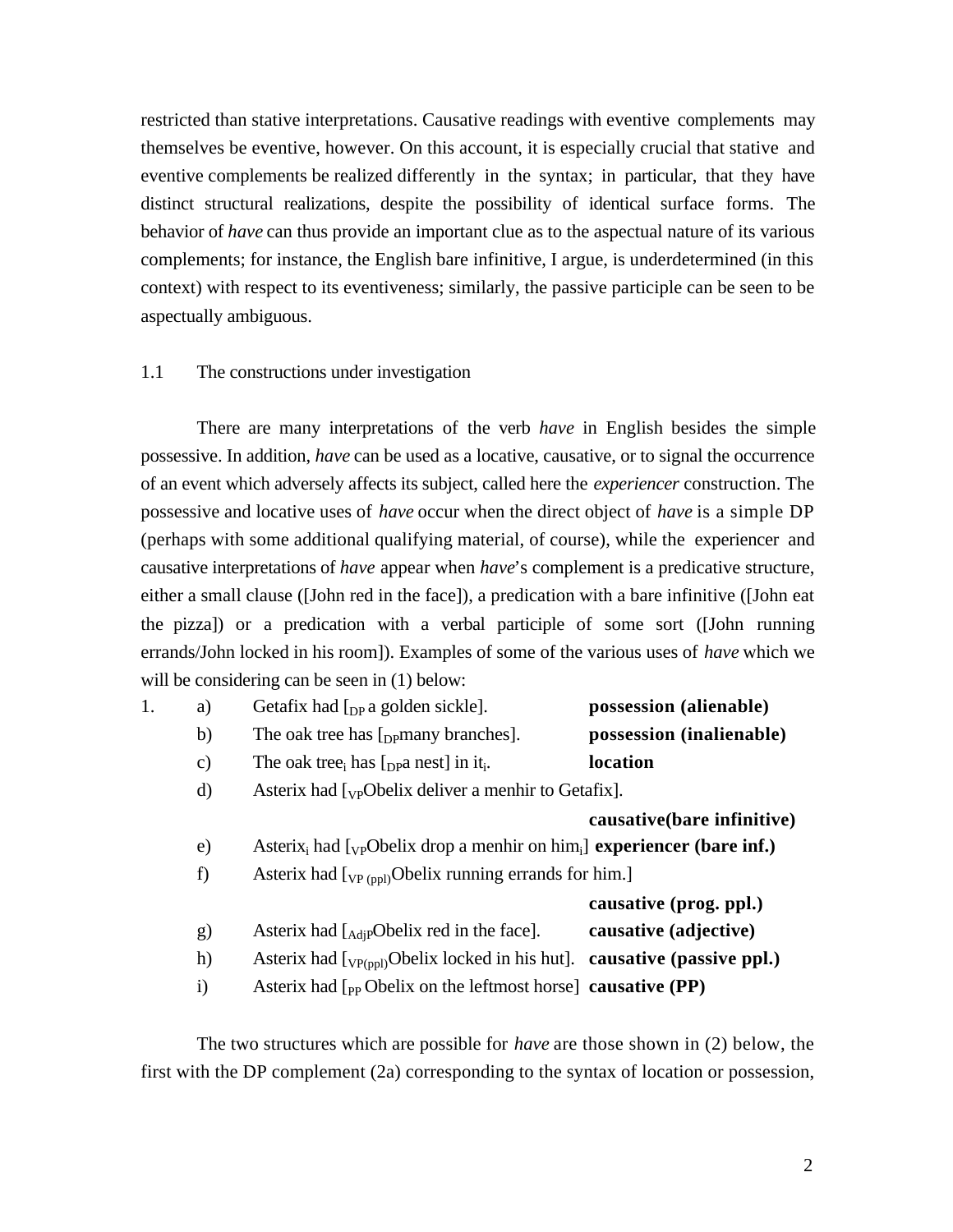restricted than stative interpretations. Causative readings with eventive complements may themselves be eventive, however. On this account, it is especially crucial that stative and eventive complements be realized differently in the syntax; in particular, that they have distinct structural realizations, despite the possibility of identical surface forms. The behavior of *have* can thus provide an important clue as to the aspectual nature of its various complements; for instance, the English bare infinitive, I argue, is underdetermined (in this context) with respect to its eventiveness; similarly, the passive participle can be seen to be aspectually ambiguous.

## 1.1 The constructions under investigation

There are many interpretations of the verb *have* in English besides the simple possessive. In addition, *have* can be used as a locative, causative, or to signal the occurrence of an event which adversely affects its subject, called here the *experiencer* construction. The possessive and locative uses of *have* occur when the direct object of *have* is a simple DP (perhaps with some additional qualifying material, of course), while the experiencer and causative interpretations of *have* appear when *have*'s complement is a predicative structure, either a small clause ([John red in the face]), a predication with a bare infinitive ([John eat the pizza]) or a predication with a verbal participle of some sort ([John running errands/John locked in his room]). Examples of some of the various uses of *have* which we will be considering can be seen in (1) below:

1.
  a) Getafix had [$_{DP}$ a golden sickle]. **possession (alienable)**
  b) The oak tree has [$_{DP}$many branches]. **possession (inalienable)**
  c) The oak tree$_i$ has [$_{DP}$a nest] in it$_i$. **location**
  d) Asterix had [$_{VP}$Obelix deliver a menhir to Getafix]. **causative(bare infinitive)**
  e) Asterix$_i$ had [$_{VP}$Obelix drop a menhir on him$_i$] **experiencer (bare inf.)**
  f) Asterix had [$_{VP\ (ppl)}$Obelix running errands for him.] **causative (prog. ppl.)**
  g) Asterix had [$_{AdjP}$Obelix red in the face]. **causative (adjective)**
  h) Asterix had [$_{VP(ppl)}$Obelix locked in his hut]. **causative (passive ppl.)**
  i) Asterix had [$_{PP}$ Obelix on the leftmost horse] **causative (PP)**

The two structures which are possible for *have* are those shown in (2) below, the first with the DP complement (2a) corresponding to the syntax of location or possession,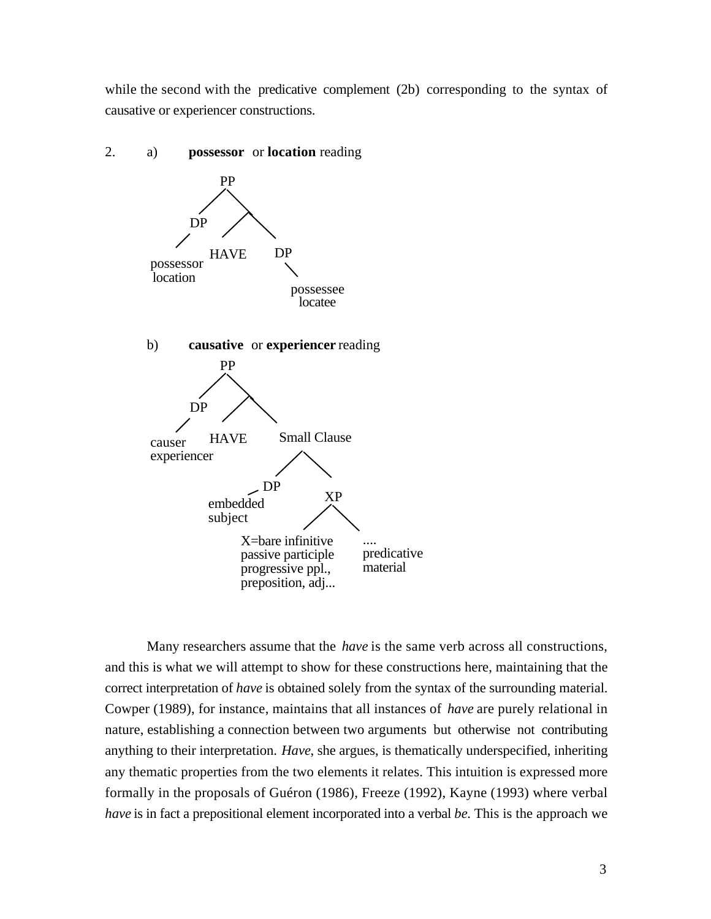while the second with the predicative complement (2b) corresponding to the syntax of causative or experiencer constructions.

2. a) **possessor** or **location** reading

```
              PP
            /    \
          DP      \
         /       /  \
possessor   HAVE    DP
location              \
                    possessee
                     locatee
```

b) **causative** or **experiencer** reading

```
              PP
            /    \
          DP      \
         /       /  \
causer      HAVE    Small Clause
experiencer            /      \
                     DP        XP
              embedded        /   \
              subject
                X=bare infinitive     ....
                passive participle    predicative
                progressive ppl.,     material
                preposition, adj...
```

Many researchers assume that the *have* is the same verb across all constructions, and this is what we will attempt to show for these constructions here, maintaining that the correct interpretation of *have* is obtained solely from the syntax of the surrounding material. Cowper (1989), for instance, maintains that all instances of *have* are purely relational in nature, establishing a connection between two arguments but otherwise not contributing anything to their interpretation. *Have*, she argues, is thematically underspecified, inheriting any thematic properties from the two elements it relates. This intuition is expressed more formally in the proposals of Guéron (1986), Freeze (1992), Kayne (1993) where verbal *have* is in fact a prepositional element incorporated into a verbal *be*. This is the approach we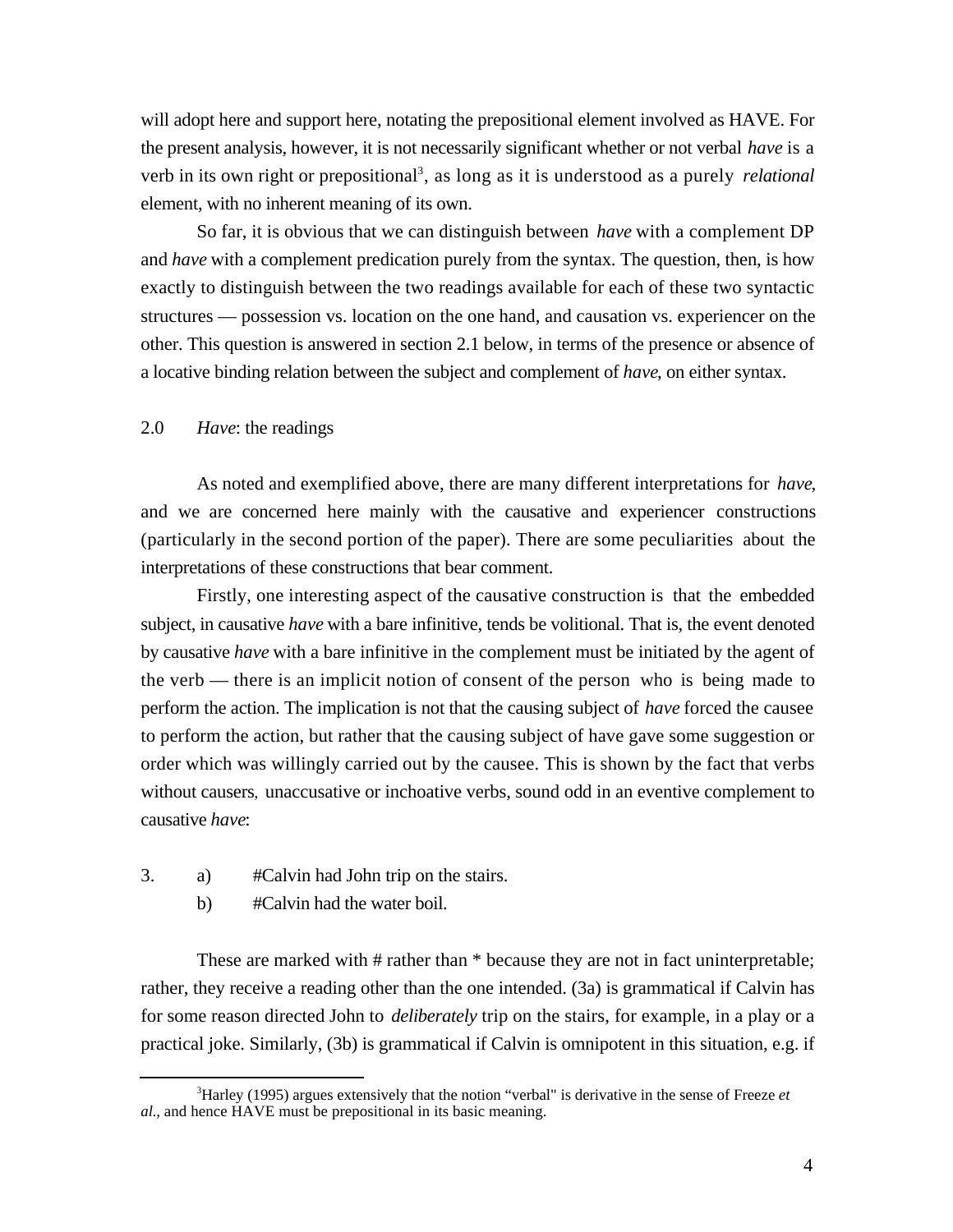will adopt here and support here, notating the prepositional element involved as HAVE. For the present analysis, however, it is not necessarily significant whether or not verbal *have* is a verb in its own right or prepositional[3], as long as it is understood as a purely *relational* element, with no inherent meaning of its own.

So far, it is obvious that we can distinguish between *have* with a complement DP and *have* with a complement predication purely from the syntax. The question, then, is how exactly to distinguish between the two readings available for each of these two syntactic structures — possession vs. location on the one hand, and causation vs. experiencer on the other. This question is answered in section 2.1 below, in terms of the presence or absence of a locative binding relation between the subject and complement of *have*, on either syntax.

## 2.0 *Have*: the readings

As noted and exemplified above, there are many different interpretations for *have*, and we are concerned here mainly with the causative and experiencer constructions (particularly in the second portion of the paper). There are some peculiarities about the interpretations of these constructions that bear comment.

Firstly, one interesting aspect of the causative construction is that the embedded subject, in causative *have* with a bare infinitive, tends be volitional. That is, the event denoted by causative *have* with a bare infinitive in the complement must be initiated by the agent of the verb — there is an implicit notion of consent of the person who is being made to perform the action. The implication is not that the causing subject of *have* forced the causee to perform the action, but rather that the causing subject of have gave some suggestion or order which was willingly carried out by the causee. This is shown by the fact that verbs without causers, unaccusative or inchoative verbs, sound odd in an eventive complement to causative *have*:

3. a) #Calvin had John trip on the stairs.
   b) #Calvin had the water boil.

These are marked with # rather than * because they are not in fact uninterpretable; rather, they receive a reading other than the one intended. (3a) is grammatical if Calvin has for some reason directed John to *deliberately* trip on the stairs, for example, in a play or a practical joke. Similarly, (3b) is grammatical if Calvin is omnipotent in this situation, e.g. if

[3] Harley (1995) argues extensively that the notion "verbal" is derivative in the sense of Freeze *et al.*, and hence HAVE must be prepositional in its basic meaning.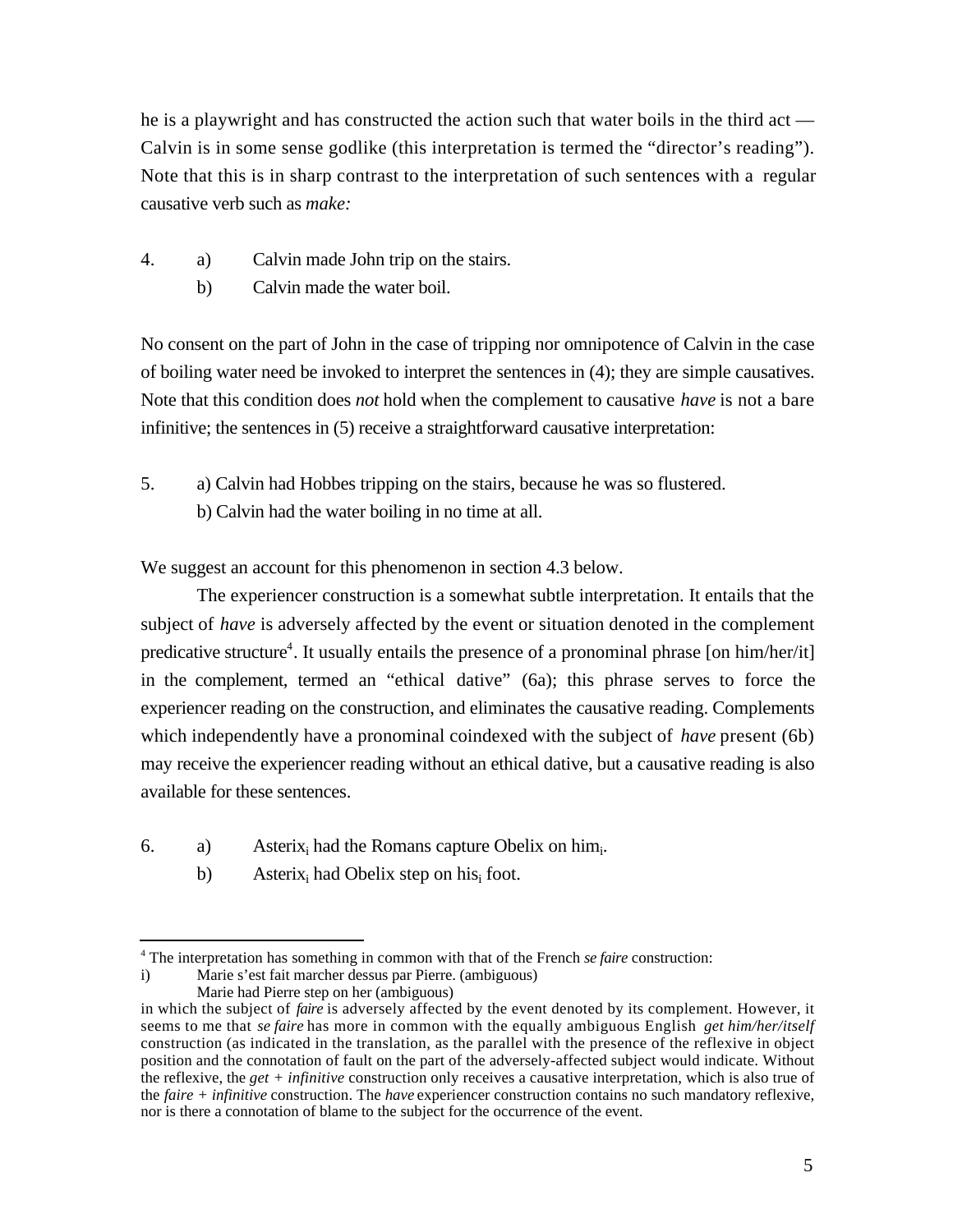he is a playwright and has constructed the action such that water boils in the third act — Calvin is in some sense godlike (this interpretation is termed the "director's reading"). Note that this is in sharp contrast to the interpretation of such sentences with a regular causative verb such as *make:*

4. a) Calvin made John trip on the stairs.
   b) Calvin made the water boil.

No consent on the part of John in the case of tripping nor omnipotence of Calvin in the case of boiling water need be invoked to interpret the sentences in (4); they are simple causatives. Note that this condition does *not* hold when the complement to causative *have* is not a bare infinitive; the sentences in (5) receive a straightforward causative interpretation:

5. a) Calvin had Hobbes tripping on the stairs, because he was so flustered.
   b) Calvin had the water boiling in no time at all.

We suggest an account for this phenomenon in section 4.3 below.

The experiencer construction is a somewhat subtle interpretation. It entails that the subject of *have* is adversely affected by the event or situation denoted in the complement predicative structure[4]. It usually entails the presence of a pronominal phrase [on him/her/it] in the complement, termed an "ethical dative" (6a); this phrase serves to force the experiencer reading on the construction, and eliminates the causative reading. Complements which independently have a pronominal coindexed with the subject of *have* present (6b) may receive the experiencer reading without an ethical dative, but a causative reading is also available for these sentences.

6. a) Asterix$_i$ had the Romans capture Obelix on him$_i$.
   b) Asterix$_i$ had Obelix step on his$_i$ foot.

---

[4] The interpretation has something in common with that of the French *se faire* construction:

i) Marie s'est fait marcher dessus par Pierre. (ambiguous)
   Marie had Pierre step on her (ambiguous)

in which the subject of *faire* is adversely affected by the event denoted by its complement. However, it seems to me that *se faire* has more in common with the equally ambiguous English *get him/her/itself* construction (as indicated in the translation, as the parallel with the presence of the reflexive in object position and the connotation of fault on the part of the adversely-affected subject would indicate. Without the reflexive, the *get + infinitive* construction only receives a causative interpretation, which is also true of the *faire + infinitive* construction. The *have* experiencer construction contains no such mandatory reflexive, nor is there a connotation of blame to the subject for the occurrence of the event.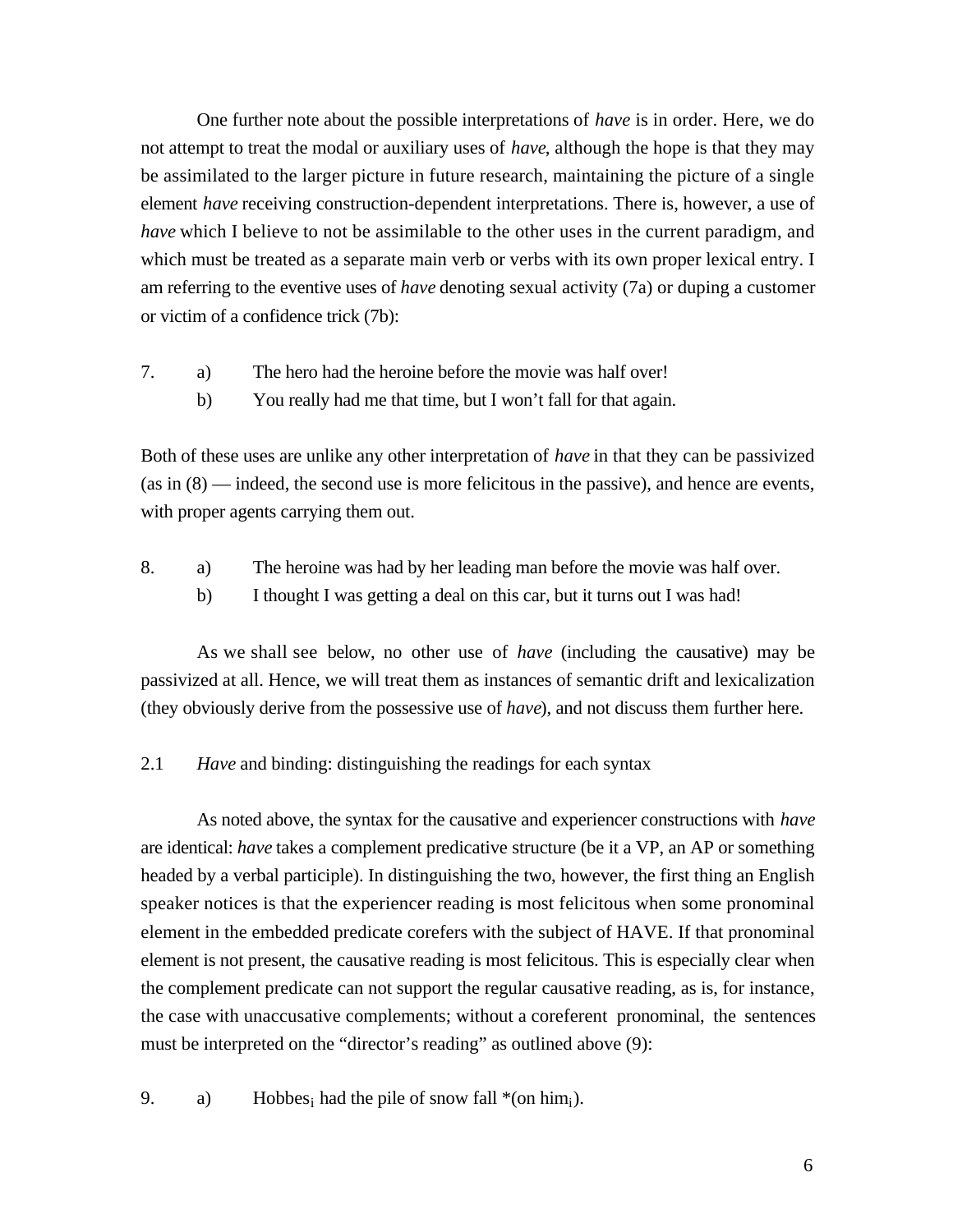One further note about the possible interpretations of *have* is in order. Here, we do not attempt to treat the modal or auxiliary uses of *have*, although the hope is that they may be assimilated to the larger picture in future research, maintaining the picture of a single element *have* receiving construction-dependent interpretations. There is, however, a use of *have* which I believe to not be assimilable to the other uses in the current paradigm, and which must be treated as a separate main verb or verbs with its own proper lexical entry. I am referring to the eventive uses of *have* denoting sexual activity (7a) or duping a customer or victim of a confidence trick (7b):

7. a) The hero had the heroine before the movie was half over!
   b) You really had me that time, but I won't fall for that again.

Both of these uses are unlike any other interpretation of *have* in that they can be passivized (as in (8) — indeed, the second use is more felicitous in the passive), and hence are events, with proper agents carrying them out.

8. a) The heroine was had by her leading man before the movie was half over.
   b) I thought I was getting a deal on this car, but it turns out I was had!

As we shall see below, no other use of *have* (including the causative) may be passivized at all. Hence, we will treat them as instances of semantic drift and lexicalization (they obviously derive from the possessive use of *have*), and not discuss them further here.

## 2.1 *Have* and binding: distinguishing the readings for each syntax

As noted above, the syntax for the causative and experiencer constructions with *have* are identical: *have* takes a complement predicative structure (be it a VP, an AP or something headed by a verbal participle). In distinguishing the two, however, the first thing an English speaker notices is that the experiencer reading is most felicitous when some pronominal element in the embedded predicate corefers with the subject of HAVE. If that pronominal element is not present, the causative reading is most felicitous. This is especially clear when the complement predicate can not support the regular causative reading, as is, for instance, the case with unaccusative complements; without a coreferent pronominal, the sentences must be interpreted on the "director's reading" as outlined above (9):

9. a) Hobbes$_i$ had the pile of snow fall *(on him$_i$).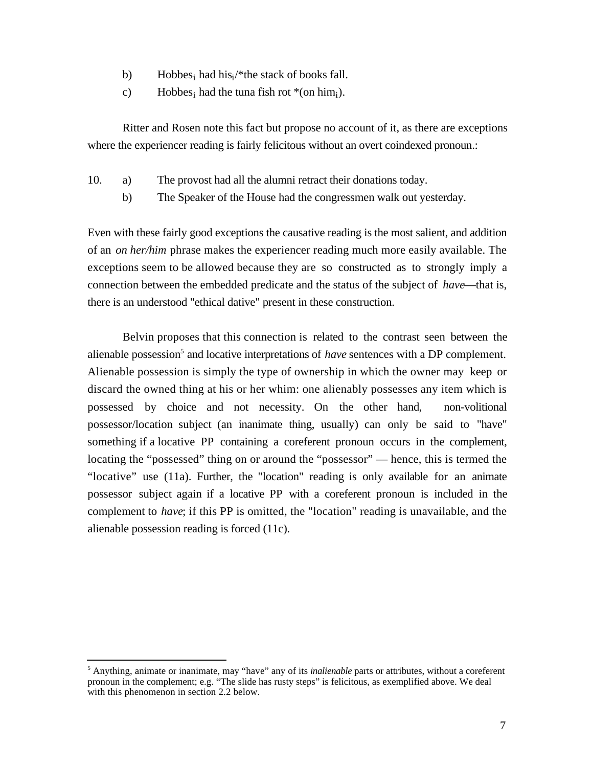b) Hobbes$_i$ had his$_i$/*the stack of books fall.

c) Hobbes$_i$ had the tuna fish rot *(on him$_i$).

Ritter and Rosen note this fact but propose no account of it, as there are exceptions where the experiencer reading is fairly felicitous without an overt coindexed pronoun.:

10. a) The provost had all the alumni retract their donations today.

    b) The Speaker of the House had the congressmen walk out yesterday.

Even with these fairly good exceptions the causative reading is the most salient, and addition of an *on her/him* phrase makes the experiencer reading much more easily available. The exceptions seem to be allowed because they are so constructed as to strongly imply a connection between the embedded predicate and the status of the subject of *have*—that is, there is an understood "ethical dative" present in these construction.

Belvin proposes that this connection is related to the contrast seen between the alienable possession[5] and locative interpretations of *have* sentences with a DP complement. Alienable possession is simply the type of ownership in which the owner may keep or discard the owned thing at his or her whim: one alienably possesses any item which is possessed by choice and not necessity. On the other hand, non-volitional possessor/location subject (an inanimate thing, usually) can only be said to "have" something if a locative PP containing a coreferent pronoun occurs in the complement, locating the "possessed" thing on or around the "possessor" — hence, this is termed the "locative" use (11a). Further, the "location" reading is only available for an animate possessor subject again if a locative PP with a coreferent pronoun is included in the complement to *have*; if this PP is omitted, the "location" reading is unavailable, and the alienable possession reading is forced (11c).

[5] Anything, animate or inanimate, may "have" any of its *inalienable* parts or attributes, without a coreferent pronoun in the complement; e.g. "The slide has rusty steps" is felicitous, as exemplified above. We deal with this phenomenon in section 2.2 below.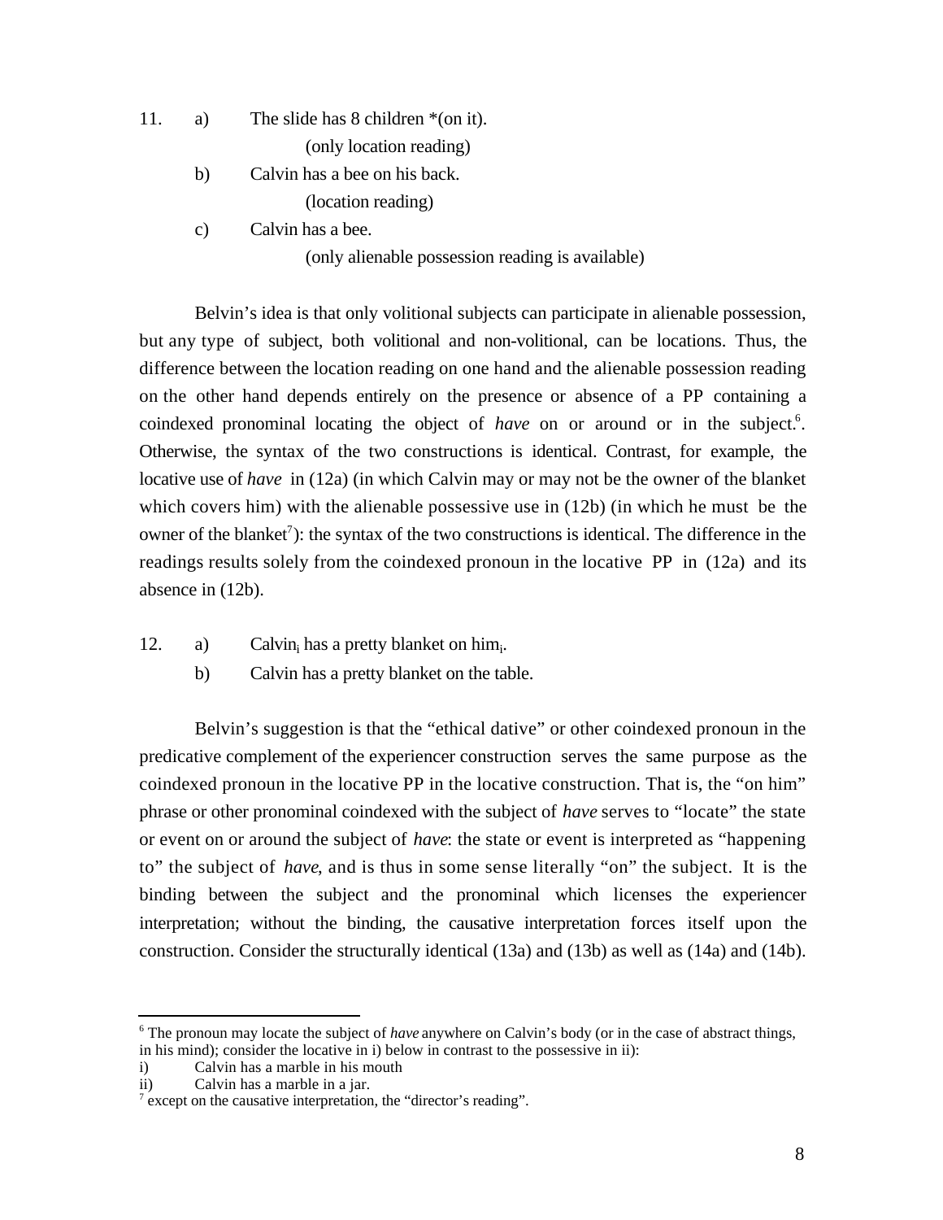11. a) The slide has 8 children *(on it).
   (only location reading)
   b) Calvin has a bee on his back.
   (location reading)
   c) Calvin has a bee.
   (only alienable possession reading is available)

Belvin's idea is that only volitional subjects can participate in alienable possession, but any type of subject, both volitional and non-volitional, can be locations. Thus, the difference between the location reading on one hand and the alienable possession reading on the other hand depends entirely on the presence or absence of a PP containing a coindexed pronominal locating the object of *have* on or around or in the subject[6]. Otherwise, the syntax of the two constructions is identical. Contrast, for example, the locative use of *have* in (12a) (in which Calvin may or may not be the owner of the blanket which covers him) with the alienable possessive use in (12b) (in which he must be the owner of the blanket[7]): the syntax of the two constructions is identical. The difference in the readings results solely from the coindexed pronoun in the locative PP in (12a) and its absence in (12b).

12. a) Calvin$_i$ has a pretty blanket on him$_i$.
   b) Calvin has a pretty blanket on the table.

Belvin's suggestion is that the "ethical dative" or other coindexed pronoun in the predicative complement of the experiencer construction serves the same purpose as the coindexed pronoun in the locative PP in the locative construction. That is, the "on him" phrase or other pronominal coindexed with the subject of *have* serves to "locate" the state or event on or around the subject of *have*: the state or event is interpreted as "happening to" the subject of *have*, and is thus in some sense literally "on" the subject. It is the binding between the subject and the pronominal which licenses the experiencer interpretation; without the binding, the causative interpretation forces itself upon the construction. Consider the structurally identical (13a) and (13b) as well as (14a) and (14b).

---

[6] The pronoun may locate the subject of *have* anywhere on Calvin's body (or in the case of abstract things, in his mind); consider the locative in i) below in contrast to the possessive in ii):
i) Calvin has a marble in his mouth
ii) Calvin has a marble in a jar.

[7] except on the causative interpretation, the "director's reading".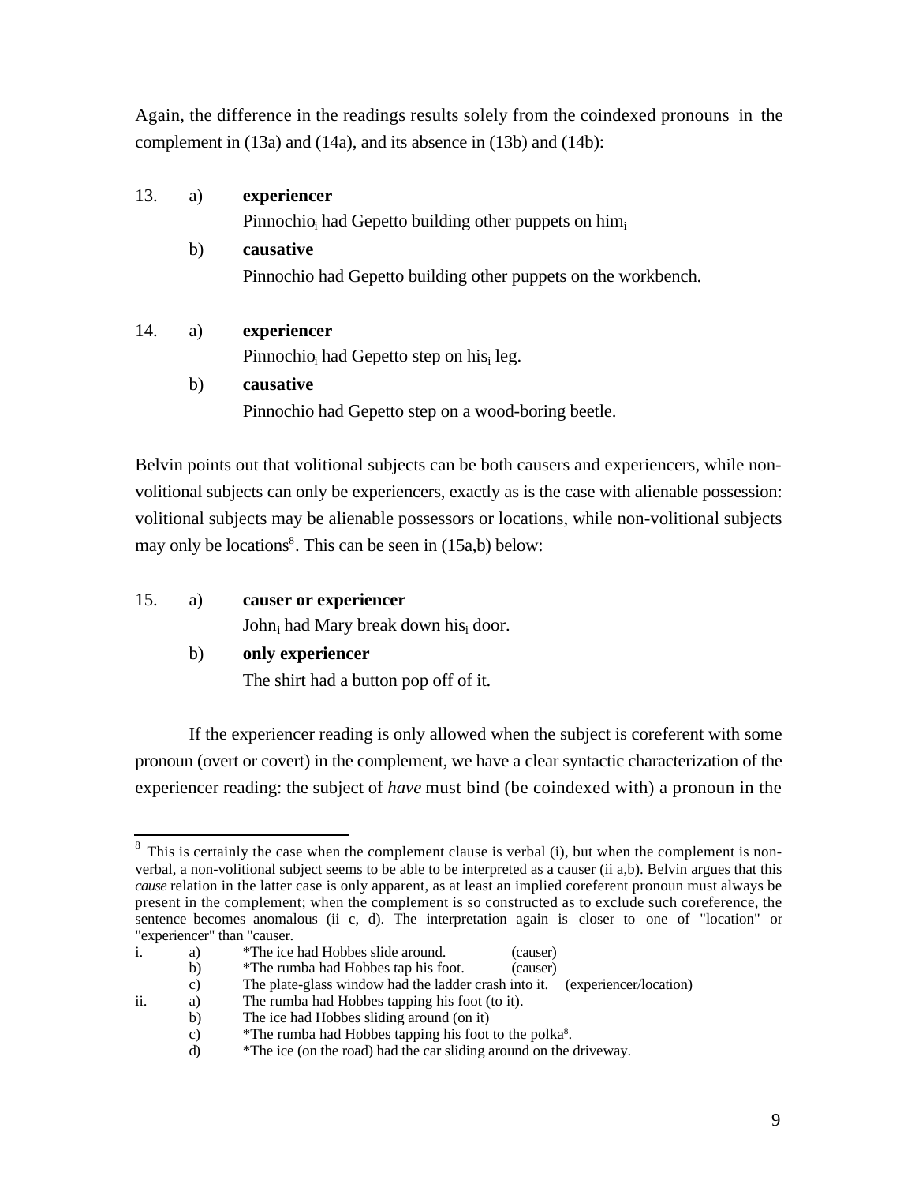Again, the difference in the readings results solely from the coindexed pronouns in the complement in (13a) and (14a), and its absence in (13b) and (14b):

13. a) **experiencer**
    Pinnochio$_i$ had Gepetto building other puppets on him$_i$
    
    b) **causative**
    Pinnochio had Gepetto building other puppets on the workbench.

14. a) **experiencer**
    Pinnochio$_i$ had Gepetto step on his$_i$ leg.
    
    b) **causative**
    Pinnochio had Gepetto step on a wood-boring beetle.

Belvin points out that volitional subjects can be both causers and experiencers, while non-volitional subjects can only be experiencers, exactly as is the case with alienable possession: volitional subjects may be alienable possessors or locations, while non-volitional subjects may only be locations[8]. This can be seen in (15a,b) below:

15. a) **causer or experiencer**
    John$_i$ had Mary break down his$_i$ door.
    
    b) **only experiencer**
    The shirt had a button pop off of it.

If the experiencer reading is only allowed when the subject is coreferent with some pronoun (overt or covert) in the complement, we have a clear syntactic characterization of the experiencer reading: the subject of *have* must bind (be coindexed with) a pronoun in the

---

[8] This is certainly the case when the complement clause is verbal (i), but when the complement is non-verbal, a non-volitional subject seems to be able to be interpreted as a causer (ii a,b). Belvin argues that this *cause* relation in the latter case is only apparent, as at least an implied coreferent pronoun must always be present in the complement; when the complement is so constructed as to exclude such coreference, the sentence becomes anomalous (ii c, d). The interpretation again is closer to one of "location" or "experiencer" than "causer.

i. a) *The ice had Hobbes slide around. (causer)
   b) *The rumba had Hobbes tap his foot. (causer)
   c) The plate-glass window had the ladder crash into it. (experiencer/location)

ii. a) The rumba had Hobbes tapping his foot (to it).
    b) The ice had Hobbes sliding around (on it)
    c) *The rumba had Hobbes tapping his foot to the polka[8].
    d) *The ice (on the road) had the car sliding around on the driveway.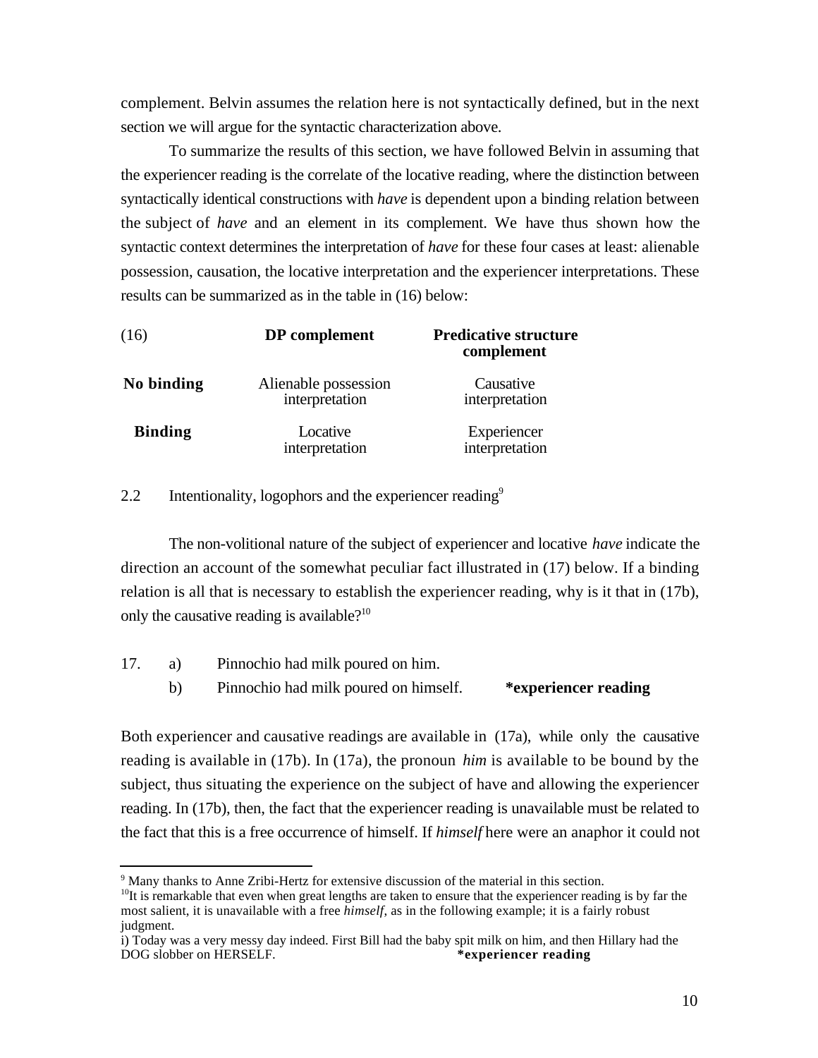complement. Belvin assumes the relation here is not syntactically defined, but in the next section we will argue for the syntactic characterization above.

To summarize the results of this section, we have followed Belvin in assuming that the experiencer reading is the correlate of the locative reading, where the distinction between syntactically identical constructions with *have* is dependent upon a binding relation between the subject of *have* and an element in its complement. We have thus shown how the syntactic context determines the interpretation of *have* for these four cases at least: alienable possession, causation, the locative interpretation and the experiencer interpretations. These results can be summarized as in the table in (16) below:

| (16) | **DP complement** | **Predicative structure complement** |
|---|---|---|
| **No binding** | Alienable possession interpretation | Causative interpretation |
| **Binding** | Locative interpretation | Experiencer interpretation |

## 2.2 Intentionality, logophors and the experiencer reading[9]

The non-volitional nature of the subject of experiencer and locative *have* indicate the direction an account of the somewhat peculiar fact illustrated in (17) below. If a binding relation is all that is necessary to establish the experiencer reading, why is it that in (17b), only the causative reading is available?[10]

17. a) Pinnochio had milk poured on him.
    b) Pinnochio had milk poured on himself. **\*experiencer reading**

Both experiencer and causative readings are available in (17a), while only the causative reading is available in (17b). In (17a), the pronoun *him* is available to be bound by the subject, thus situating the experience on the subject of have and allowing the experiencer reading. In (17b), then, the fact that the experiencer reading is unavailable must be related to the fact that this is a free occurrence of himself. If *himself* here were an anaphor it could not

---

[9] Many thanks to Anne Zribi-Hertz for extensive discussion of the material in this section.

[10] It is remarkable that even when great lengths are taken to ensure that the experiencer reading is by far the most salient, it is unavailable with a free *himself*, as in the following example; it is a fairly robust judgment.

i) Today was a very messy day indeed. First Bill had the baby spit milk on him, and then Hillary had the DOG slobber on HERSELF. **\*experiencer reading**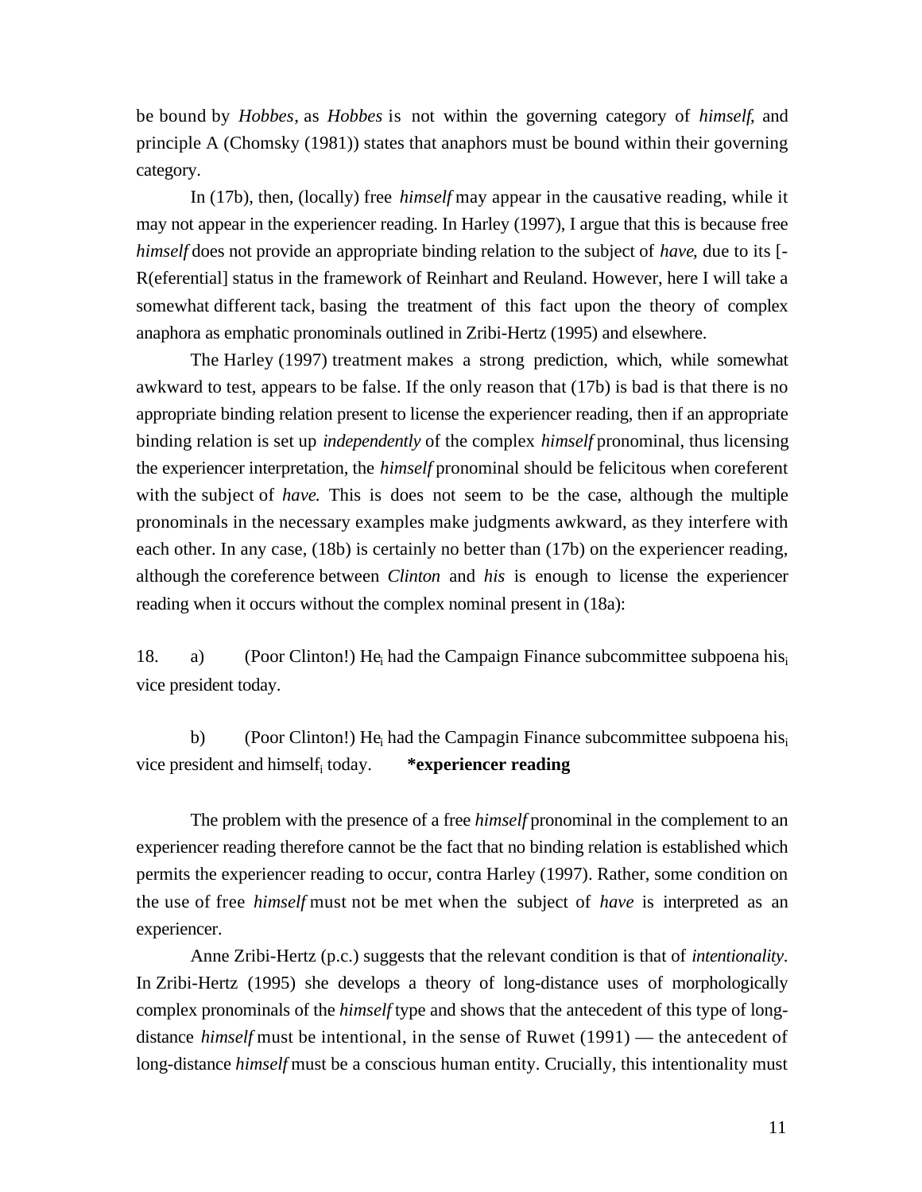be bound by *Hobbes*, as *Hobbes* is not within the governing category of *himself*, and principle A (Chomsky (1981)) states that anaphors must be bound within their governing category.

In (17b), then, (locally) free *himself* may appear in the causative reading, while it may not appear in the experiencer reading. In Harley (1997), I argue that this is because free *himself* does not provide an appropriate binding relation to the subject of *have*, due to its [-R(eferential] status in the framework of Reinhart and Reuland. However, here I will take a somewhat different tack, basing the treatment of this fact upon the theory of complex anaphora as emphatic pronominals outlined in Zribi-Hertz (1995) and elsewhere.

The Harley (1997) treatment makes a strong prediction, which, while somewhat awkward to test, appears to be false. If the only reason that (17b) is bad is that there is no appropriate binding relation present to license the experiencer reading, then if an appropriate binding relation is set up *independently* of the complex *himself* pronominal, thus licensing the experiencer interpretation, the *himself* pronominal should be felicitous when coreferent with the subject of *have.* This is does not seem to be the case, although the multiple pronominals in the necessary examples make judgments awkward, as they interfere with each other. In any case, (18b) is certainly no better than (17b) on the experiencer reading, although the coreference between *Clinton* and *his* is enough to license the experiencer reading when it occurs without the complex nominal present in (18a):

18. a) (Poor Clinton!) He$_i$ had the Campaign Finance subcommittee subpoena his$_i$ vice president today.

b) (Poor Clinton!) He$_i$ had the Campagin Finance subcommittee subpoena his$_i$ vice president and himself$_i$ today. **\*experiencer reading**

The problem with the presence of a free *himself* pronominal in the complement to an experiencer reading therefore cannot be the fact that no binding relation is established which permits the experiencer reading to occur, contra Harley (1997). Rather, some condition on the use of free *himself* must not be met when the subject of *have* is interpreted as an experiencer.

Anne Zribi-Hertz (p.c.) suggests that the relevant condition is that of *intentionality*. In Zribi-Hertz (1995) she develops a theory of long-distance uses of morphologically complex pronominals of the *himself* type and shows that the antecedent of this type of long-distance *himself* must be intentional, in the sense of Ruwet (1991) — the antecedent of long-distance *himself* must be a conscious human entity. Crucially, this intentionality must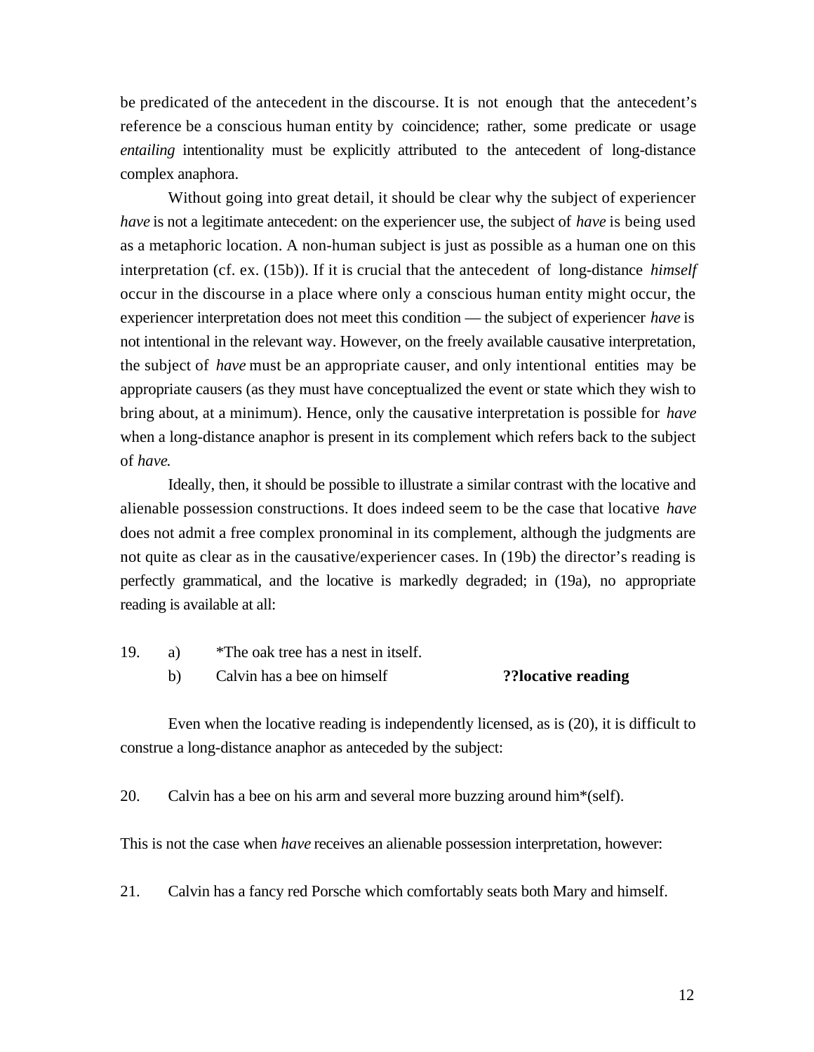be predicated of the antecedent in the discourse. It is not enough that the antecedent's reference be a conscious human entity by coincidence; rather, some predicate or usage *entailing* intentionality must be explicitly attributed to the antecedent of long-distance complex anaphora.

Without going into great detail, it should be clear why the subject of experiencer *have* is not a legitimate antecedent: on the experiencer use, the subject of *have* is being used as a metaphoric location. A non-human subject is just as possible as a human one on this interpretation (cf. ex. (15b)). If it is crucial that the antecedent of long-distance *himself* occur in the discourse in a place where only a conscious human entity might occur, the experiencer interpretation does not meet this condition — the subject of experiencer *have* is not intentional in the relevant way. However, on the freely available causative interpretation, the subject of *have* must be an appropriate causer, and only intentional entities may be appropriate causers (as they must have conceptualized the event or state which they wish to bring about, at a minimum). Hence, only the causative interpretation is possible for *have* when a long-distance anaphor is present in its complement which refers back to the subject of *have.*

Ideally, then, it should be possible to illustrate a similar contrast with the locative and alienable possession constructions. It does indeed seem to be the case that locative *have* does not admit a free complex pronominal in its complement, although the judgments are not quite as clear as in the causative/experiencer cases. In (19b) the director's reading is perfectly grammatical, and the locative is markedly degraded; in (19a), no appropriate reading is available at all:

19. a) *The oak tree has a nest in itself.
    b) Calvin has a bee on himself **??locative reading**

Even when the locative reading is independently licensed, as is (20), it is difficult to construe a long-distance anaphor as anteceded by the subject:

20. Calvin has a bee on his arm and several more buzzing around him*(self).

This is not the case when *have* receives an alienable possession interpretation, however:

21. Calvin has a fancy red Porsche which comfortably seats both Mary and himself.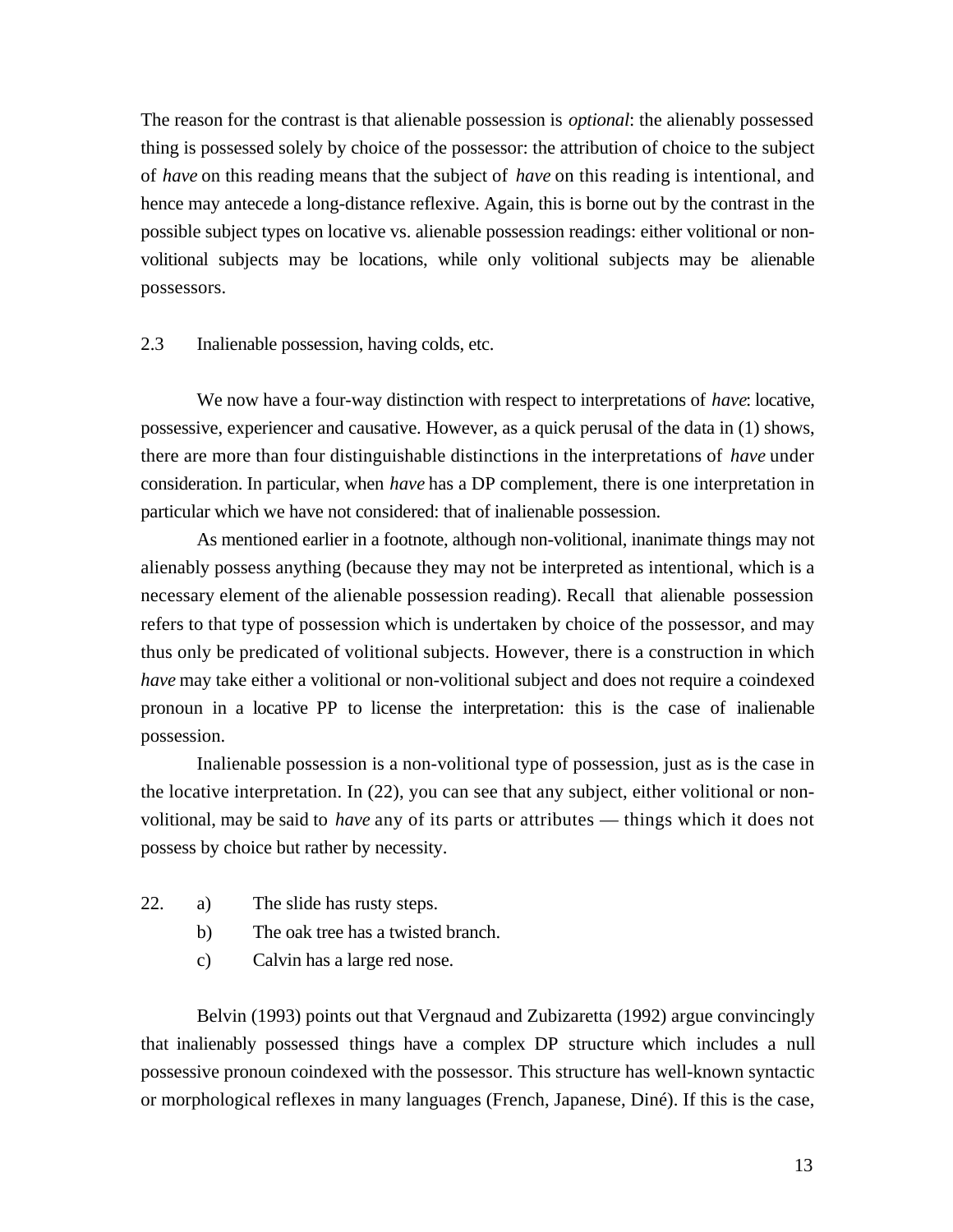The reason for the contrast is that alienable possession is *optional*: the alienably possessed thing is possessed solely by choice of the possessor: the attribution of choice to the subject of *have* on this reading means that the subject of *have* on this reading is intentional, and hence may antecede a long-distance reflexive. Again, this is borne out by the contrast in the possible subject types on locative vs. alienable possession readings: either volitional or non-volitional subjects may be locations, while only volitional subjects may be alienable possessors.

### 2.3 Inalienable possession, having colds, etc.

We now have a four-way distinction with respect to interpretations of *have*: locative, possessive, experiencer and causative. However, as a quick perusal of the data in (1) shows, there are more than four distinguishable distinctions in the interpretations of *have* under consideration. In particular, when *have* has a DP complement, there is one interpretation in particular which we have not considered: that of inalienable possession.

As mentioned earlier in a footnote, although non-volitional, inanimate things may not alienably possess anything (because they may not be interpreted as intentional, which is a necessary element of the alienable possession reading). Recall that alienable possession refers to that type of possession which is undertaken by choice of the possessor, and may thus only be predicated of volitional subjects. However, there is a construction in which *have* may take either a volitional or non-volitional subject and does not require a coindexed pronoun in a locative PP to license the interpretation: this is the case of inalienable possession.

Inalienable possession is a non-volitional type of possession, just as is the case in the locative interpretation. In (22), you can see that any subject, either volitional or non-volitional, may be said to *have* any of its parts or attributes — things which it does not possess by choice but rather by necessity.

22. a) The slide has rusty steps.
    b) The oak tree has a twisted branch.
    c) Calvin has a large red nose.

Belvin (1993) points out that Vergnaud and Zubizaretta (1992) argue convincingly that inalienably possessed things have a complex DP structure which includes a null possessive pronoun coindexed with the possessor. This structure has well-known syntactic or morphological reflexes in many languages (French, Japanese, Diné). If this is the case,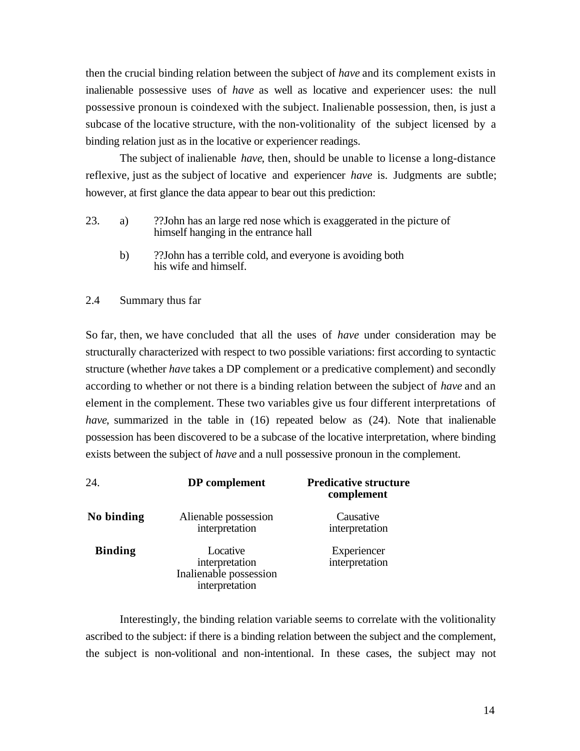then the crucial binding relation between the subject of *have* and its complement exists in inalienable possessive uses of *have* as well as locative and experiencer uses: the null possessive pronoun is coindexed with the subject. Inalienable possession, then, is just a subcase of the locative structure, with the non-volitionality of the subject licensed by a binding relation just as in the locative or experiencer readings.

The subject of inalienable *have*, then, should be unable to license a long-distance reflexive, just as the subject of locative and experiencer *have* is. Judgments are subtle; however, at first glance the data appear to bear out this prediction:

23. a) ??John has an large red nose which is exaggerated in the picture of himself hanging in the entrance hall

    b) ??John has a terrible cold, and everyone is avoiding both his wife and himself.

## 2.4 Summary thus far

So far, then, we have concluded that all the uses of *have* under consideration may be structurally characterized with respect to two possible variations: first according to syntactic structure (whether *have* takes a DP complement or a predicative complement) and secondly according to whether or not there is a binding relation between the subject of *have* and an element in the complement. These two variables give us four different interpretations of *have*, summarized in the table in (16) repeated below as (24). Note that inalienable possession has been discovered to be a subcase of the locative interpretation, where binding exists between the subject of *have* and a null possessive pronoun in the complement.

24.

| | **DP complement** | **Predicative structure complement** |
|---|---|---|
| **No binding** | Alienable possession interpretation | Causative interpretation |
| **Binding** | Locative interpretation<br>Inalienable possession interpretation | Experiencer interpretation |

Interestingly, the binding relation variable seems to correlate with the volitionality ascribed to the subject: if there is a binding relation between the subject and the complement, the subject is non-volitional and non-intentional. In these cases, the subject may not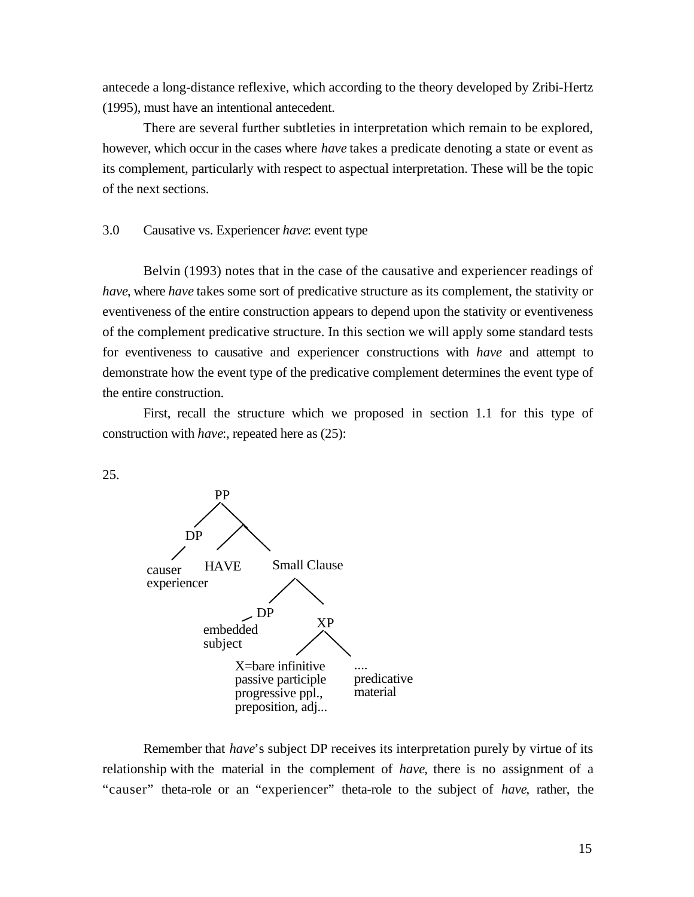antecede a long-distance reflexive, which according to the theory developed by Zribi-Hertz (1995), must have an intentional antecedent.

There are several further subtleties in interpretation which remain to be explored, however, which occur in the cases where *have* takes a predicate denoting a state or event as its complement, particularly with respect to aspectual interpretation. These will be the topic of the next sections.

## 3.0 Causative vs. Experiencer *have*: event type

Belvin (1993) notes that in the case of the causative and experiencer readings of *have*, where *have* takes some sort of predicative structure as its complement, the stativity or eventiveness of the entire construction appears to depend upon the stativity or eventiveness of the complement predicative structure. In this section we will apply some standard tests for eventiveness to causative and experiencer constructions with *have* and attempt to demonstrate how the event type of the predicative complement determines the event type of the entire construction.

First, recall the structure which we proposed in section 1.1 for this type of construction with *have*:, repeated here as (25):

25.

```
              PP
             /  \
           DP    \
           /    /  \
     causer  HAVE   Small Clause
  experiencer         /       \
                    DP         XP
                    /         /   \
             embedded   X=bare infinitive    ....
             subject    passive participle   predicative
                        progressive ppl.,    material
                        preposition, adj...
```

Remember that *have*'s subject DP receives its interpretation purely by virtue of its relationship with the material in the complement of *have*, there is no assignment of a "causer" theta-role or an "experiencer" theta-role to the subject of *have*, rather, the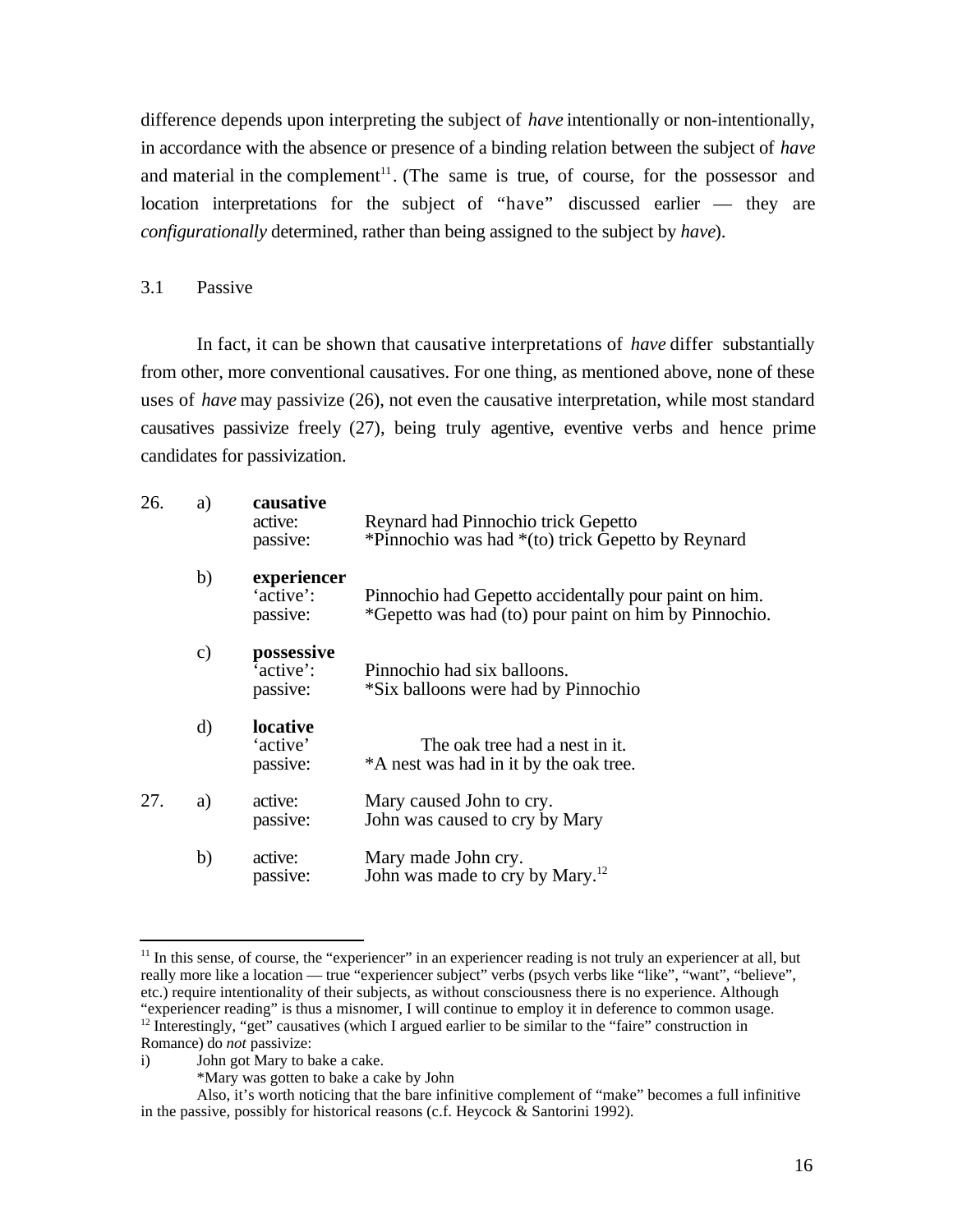difference depends upon interpreting the subject of *have* intentionally or non-intentionally, in accordance with the absence or presence of a binding relation between the subject of *have* and material in the complement[11]. (The same is true, of course, for the possessor and location interpretations for the subject of "have" discussed earlier — they are *configurationally* determined, rather than being assigned to the subject by *have*).

## 3.1 Passive

In fact, it can be shown that causative interpretations of *have* differ substantially from other, more conventional causatives. For one thing, as mentioned above, none of these uses of *have* may passivize (26), not even the causative interpretation, while most standard causatives passivize freely (27), being truly agentive, eventive verbs and hence prime candidates for passivization.

26. a) **causative**
    - active: Reynard had Pinnochio trick Gepetto
    - passive: *Pinnochio was had *(to) trick Gepetto by Reynard

    b) **experiencer**
    - 'active': Pinnochio had Gepetto accidentally pour paint on him.
    - passive: *Gepetto was had (to) pour paint on him by Pinnochio.

    c) **possessive**
    - 'active': Pinnochio had six balloons.
    - passive: *Six balloons were had by Pinnochio

    d) **locative**
    - 'active' The oak tree had a nest in it.
    - passive: *A nest was had in it by the oak tree.

27. a)
    - active: Mary caused John to cry.
    - passive: John was caused to cry by Mary

    b)
    - active: Mary made John cry.
    - passive: John was made to cry by Mary.[12]

---

[11] In this sense, of course, the "experiencer" in an experiencer reading is not truly an experiencer at all, but really more like a location — true "experiencer subject" verbs (psych verbs like "like", "want", "believe", etc.) require intentionality of their subjects, as without consciousness there is no experience. Although "experiencer reading" is thus a misnomer, I will continue to employ it in deference to common usage.

[12] Interestingly, "get" causatives (which I argued earlier to be similar to the "faire" construction in Romance) do *not* passivize:

i) John got Mary to bake a cake.
   *Mary was gotten to bake a cake by John

Also, it's worth noticing that the bare infinitive complement of "make" becomes a full infinitive in the passive, possibly for historical reasons (c.f. Heycock & Santorini 1992).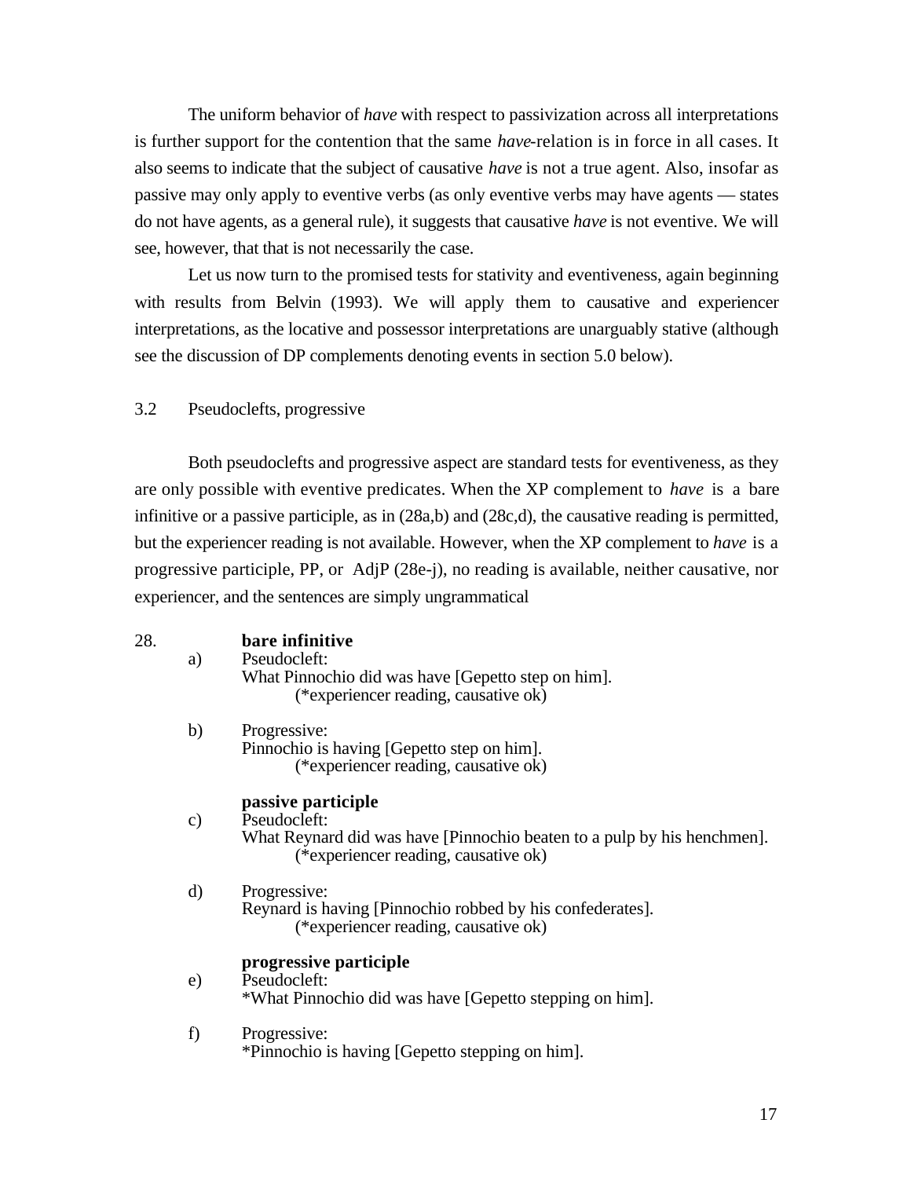The uniform behavior of *have* with respect to passivization across all interpretations is further support for the contention that the same *have*-relation is in force in all cases. It also seems to indicate that the subject of causative *have* is not a true agent. Also, insofar as passive may only apply to eventive verbs (as only eventive verbs may have agents — states do not have agents, as a general rule), it suggests that causative *have* is not eventive. We will see, however, that that is not necessarily the case.

Let us now turn to the promised tests for stativity and eventiveness, again beginning with results from Belvin (1993). We will apply them to causative and experiencer interpretations, as the locative and possessor interpretations are unarguably stative (although see the discussion of DP complements denoting events in section 5.0 below).

### 3.2 Pseudoclefts, progressive

Both pseudoclefts and progressive aspect are standard tests for eventiveness, as they are only possible with eventive predicates. When the XP complement to *have* is a bare infinitive or a passive participle, as in (28a,b) and (28c,d), the causative reading is permitted, but the experiencer reading is not available. However, when the XP complement to *have* is a progressive participle, PP, or AdjP (28e-j), no reading is available, neither causative, nor experiencer, and the sentences are simply ungrammatical

28.

**bare infinitive**

a) Pseudocleft:
What Pinnochio did was have [Gepetto step on him].
(*experiencer reading, causative ok)

b) Progressive:
Pinnochio is having [Gepetto step on him].
(*experiencer reading, causative ok)

**passive participle**

c) Pseudocleft:
What Reynard did was have [Pinnochio beaten to a pulp by his henchmen].
(*experiencer reading, causative ok)

d) Progressive:
Reynard is having [Pinnochio robbed by his confederates].
(*experiencer reading, causative ok)

**progressive participle**

e) Pseudocleft:
*What Pinnochio did was have [Gepetto stepping on him].

f) Progressive:
*Pinnochio is having [Gepetto stepping on him].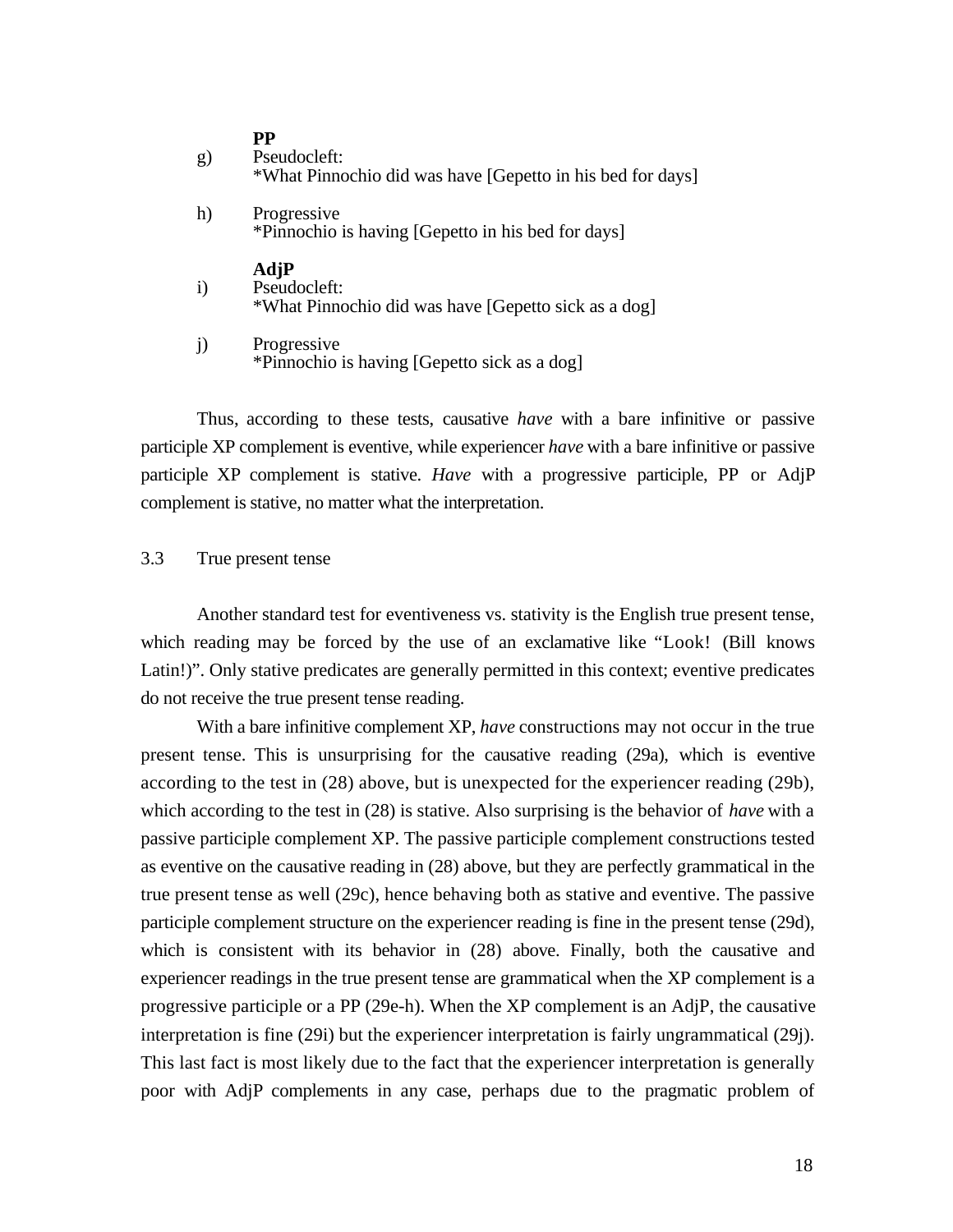**PP**

g) Pseudocleft:
*What Pinnochio did was have [Gepetto in his bed for days]

h) Progressive
*Pinnochio is having [Gepetto in his bed for days]

**AdjP**

i) Pseudocleft:
*What Pinnochio did was have [Gepetto sick as a dog]

j) Progressive
*Pinnochio is having [Gepetto sick as a dog]

Thus, according to these tests, causative *have* with a bare infinitive or passive participle XP complement is eventive, while experiencer *have* with a bare infinitive or passive participle XP complement is stative. *Have* with a progressive participle, PP or AdjP complement is stative, no matter what the interpretation.

3.3 True present tense

Another standard test for eventiveness vs. stativity is the English true present tense, which reading may be forced by the use of an exclamative like "Look! (Bill knows Latin!)". Only stative predicates are generally permitted in this context; eventive predicates do not receive the true present tense reading.

With a bare infinitive complement XP, *have* constructions may not occur in the true present tense. This is unsurprising for the causative reading (29a), which is eventive according to the test in (28) above, but is unexpected for the experiencer reading (29b), which according to the test in (28) is stative. Also surprising is the behavior of *have* with a passive participle complement XP. The passive participle complement constructions tested as eventive on the causative reading in (28) above, but they are perfectly grammatical in the true present tense as well (29c), hence behaving both as stative and eventive. The passive participle complement structure on the experiencer reading is fine in the present tense (29d), which is consistent with its behavior in (28) above. Finally, both the causative and experiencer readings in the true present tense are grammatical when the XP complement is a progressive participle or a PP (29e-h). When the XP complement is an AdjP, the causative interpretation is fine (29i) but the experiencer interpretation is fairly ungrammatical (29j). This last fact is most likely due to the fact that the experiencer interpretation is generally poor with AdjP complements in any case, perhaps due to the pragmatic problem of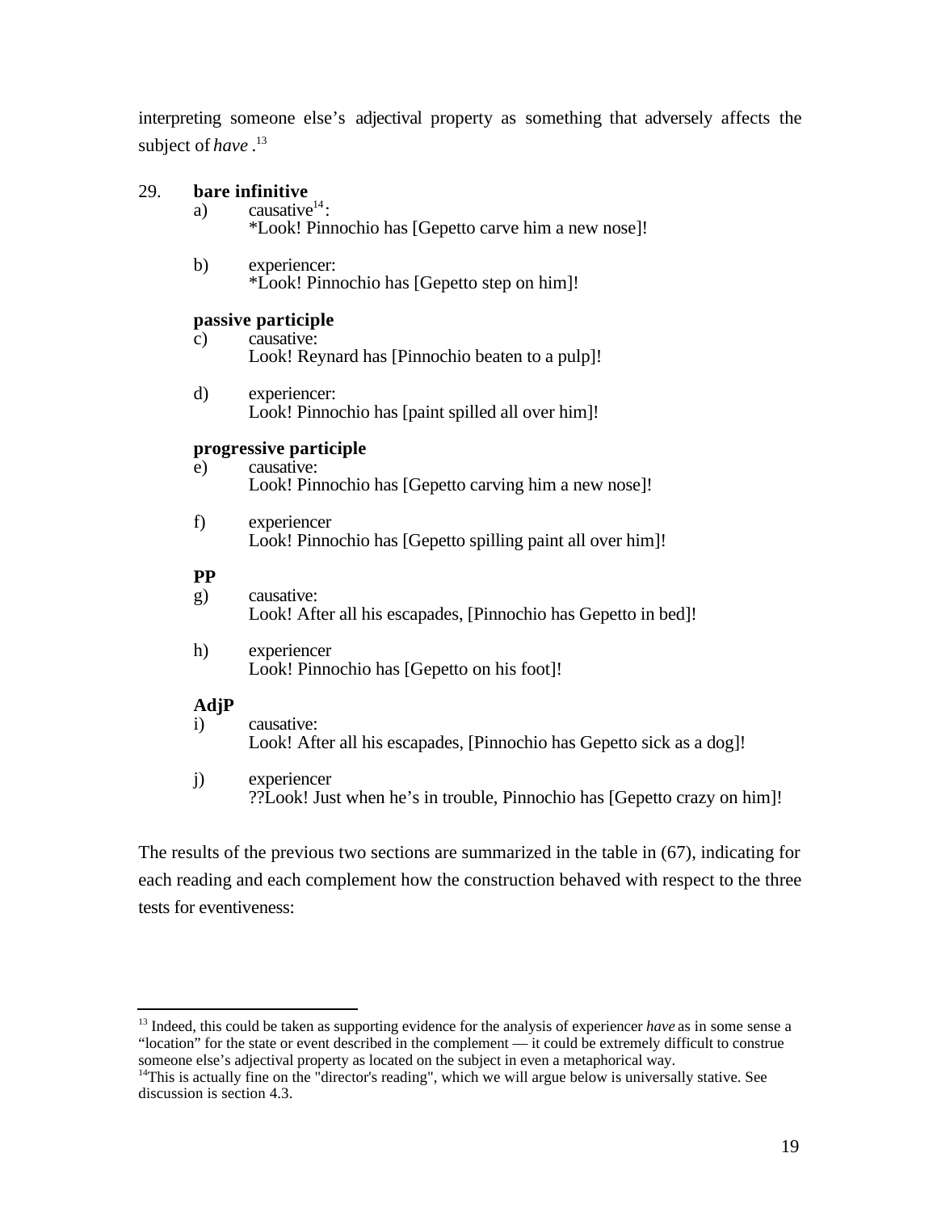interpreting someone else's adjectival property as something that adversely affects the subject of *have* .[13]

29. **bare infinitive**

   a) causative[14]:
      *Look! Pinnochio has [Gepetto carve him a new nose]!

   b) experiencer:
      *Look! Pinnochio has [Gepetto step on him]!

   **passive participle**

   c) causative:
      Look! Reynard has [Pinnochio beaten to a pulp]!

   d) experiencer:
      Look! Pinnochio has [paint spilled all over him]!

   **progressive participle**

   e) causative:
      Look! Pinnochio has [Gepetto carving him a new nose]!

   f) experiencer
      Look! Pinnochio has [Gepetto spilling paint all over him]!

   **PP**

   g) causative:
      Look! After all his escapades, [Pinnochio has Gepetto in bed]!

   h) experiencer
      Look! Pinnochio has [Gepetto on his foot]!

   **AdjP**

   i) causative:
      Look! After all his escapades, [Pinnochio has Gepetto sick as a dog]!

   j) experiencer
      ??Look! Just when he's in trouble, Pinnochio has [Gepetto crazy on him]!

The results of the previous two sections are summarized in the table in (67), indicating for each reading and each complement how the construction behaved with respect to the three tests for eventiveness:

---

[13] Indeed, this could be taken as supporting evidence for the analysis of experiencer *have* as in some sense a "location" for the state or event described in the complement — it could be extremely difficult to construe someone else's adjectival property as located on the subject in even a metaphorical way.

[14] This is actually fine on the "director's reading", which we will argue below is universally stative. See discussion is section 4.3.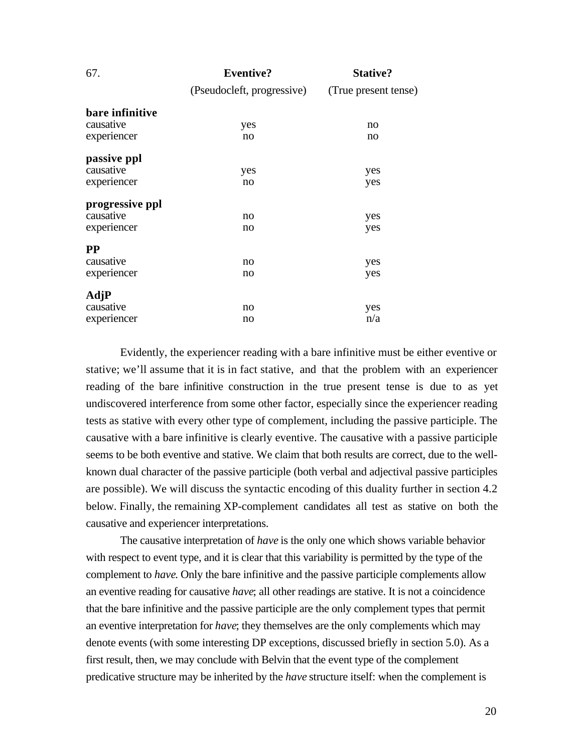| 67. | **Eventive?** (Pseudocleft, progressive) | **Stative?** (True present tense) |
|---|---|---|
| **bare infinitive** | | |
| causative | yes | no |
| experiencer | no | no |
| **passive ppl** | | |
| causative | yes | yes |
| experiencer | no | yes |
| **progressive ppl** | | |
| causative | no | yes |
| experiencer | no | yes |
| **PP** | | |
| causative | no | yes |
| experiencer | no | yes |
| **AdjP** | | |
| causative | no | yes |
| experiencer | no | n/a |

Evidently, the experiencer reading with a bare infinitive must be either eventive or stative; we'll assume that it is in fact stative, and that the problem with an experiencer reading of the bare infinitive construction in the true present tense is due to as yet undiscovered interference from some other factor, especially since the experiencer reading tests as stative with every other type of complement, including the passive participle. The causative with a bare infinitive is clearly eventive. The causative with a passive participle seems to be both eventive and stative. We claim that both results are correct, due to the well-known dual character of the passive participle (both verbal and adjectival passive participles are possible). We will discuss the syntactic encoding of this duality further in section 4.2 below. Finally, the remaining XP-complement candidates all test as stative on both the causative and experiencer interpretations.

The causative interpretation of *have* is the only one which shows variable behavior with respect to event type, and it is clear that this variability is permitted by the type of the complement to *have*. Only the bare infinitive and the passive participle complements allow an eventive reading for causative *have*; all other readings are stative. It is not a coincidence that the bare infinitive and the passive participle are the only complement types that permit an eventive interpretation for *have*; they themselves are the only complements which may denote events (with some interesting DP exceptions, discussed briefly in section 5.0). As a first result, then, we may conclude with Belvin that the event type of the complement predicative structure may be inherited by the *have* structure itself: when the complement is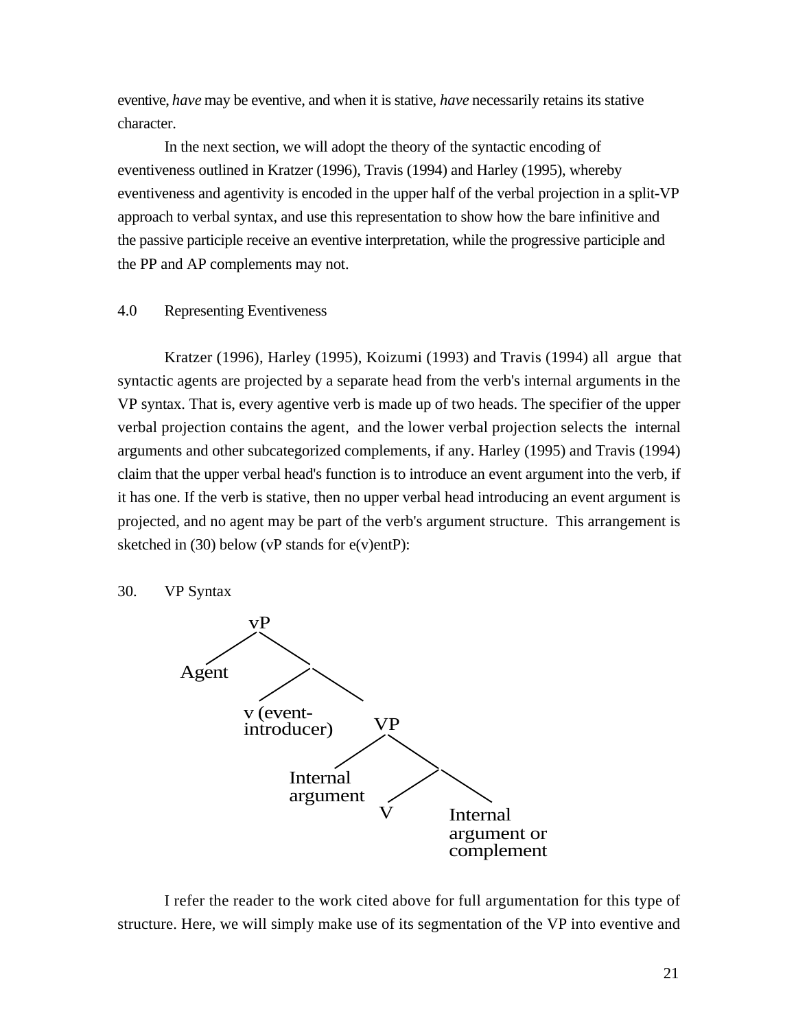eventive, *have* may be eventive, and when it is stative, *have* necessarily retains its stative character.

In the next section, we will adopt the theory of the syntactic encoding of eventiveness outlined in Kratzer (1996), Travis (1994) and Harley (1995), whereby eventiveness and agentivity is encoded in the upper half of the verbal projection in a split-VP approach to verbal syntax, and use this representation to show how the bare infinitive and the passive participle receive an eventive interpretation, while the progressive participle and the PP and AP complements may not.

## 4.0 Representing Eventiveness

Kratzer (1996), Harley (1995), Koizumi (1993) and Travis (1994) all argue that syntactic agents are projected by a separate head from the verb's internal arguments in the VP syntax. That is, every agentive verb is made up of two heads. The specifier of the upper verbal projection contains the agent, and the lower verbal projection selects the internal arguments and other subcategorized complements, if any. Harley (1995) and Travis (1994) claim that the upper verbal head's function is to introduce an event argument into the verb, if it has one. If the verb is stative, then no upper verbal head introducing an event argument is projected, and no agent may be part of the verb's argument structure. This arrangement is sketched in (30) below (vP stands for e(v)entP):

30. VP Syntax

```
            vP
          /    \
     Agent      .
              /    \
  v (event-          VP
  introducer)      /    \
           Internal      .
           argument    /    \
                      V      Internal
                             argument or
                             complement
```

I refer the reader to the work cited above for full argumentation for this type of structure. Here, we will simply make use of its segmentation of the VP into eventive and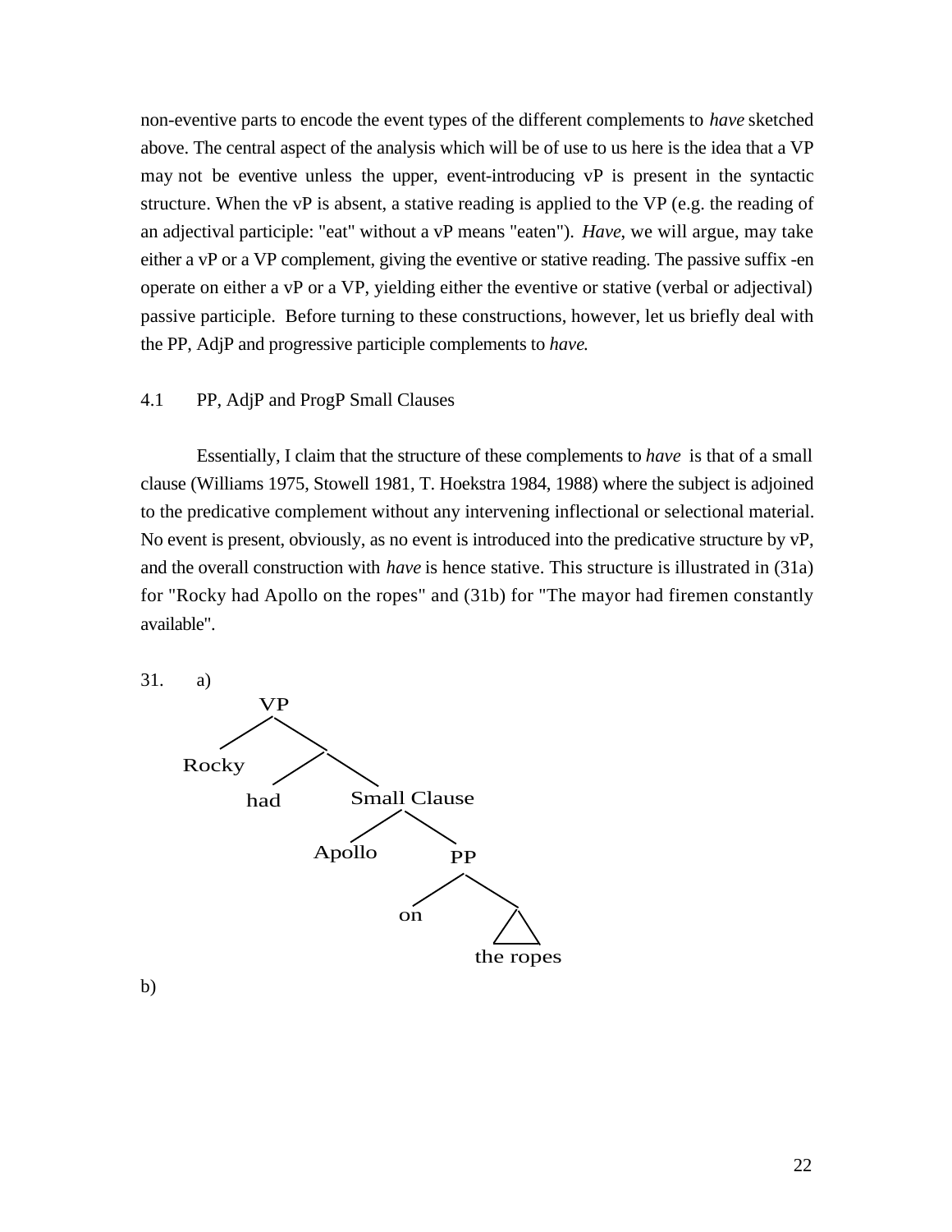non-eventive parts to encode the event types of the different complements to *have* sketched above. The central aspect of the analysis which will be of use to us here is the idea that a VP may not be eventive unless the upper, event-introducing vP is present in the syntactic structure. When the vP is absent, a stative reading is applied to the VP (e.g. the reading of an adjectival participle: "eat" without a vP means "eaten"). *Have*, we will argue, may take either a vP or a VP complement, giving the eventive or stative reading. The passive suffix -en operate on either a vP or a VP, yielding either the eventive or stative (verbal or adjectival) passive participle. Before turning to these constructions, however, let us briefly deal with the PP, AdjP and progressive participle complements to *have*.

## 4.1 PP, AdjP and ProgP Small Clauses

Essentially, I claim that the structure of these complements to *have* is that of a small clause (Williams 1975, Stowell 1981, T. Hoekstra 1984, 1988) where the subject is adjoined to the predicative complement without any intervening inflectional or selectional material. No event is present, obviously, as no event is introduced into the predicative structure by vP, and the overall construction with *have* is hence stative. This structure is illustrated in (31a) for "Rocky had Apollo on the ropes" and (31b) for "The mayor had firemen constantly available".

31. a)

```
VP
├── Rocky
└── [ ]
    ├── had
    └── Small Clause
        ├── Apollo
        └── PP
            ├── on
            └── the ropes (triangle)
```

b)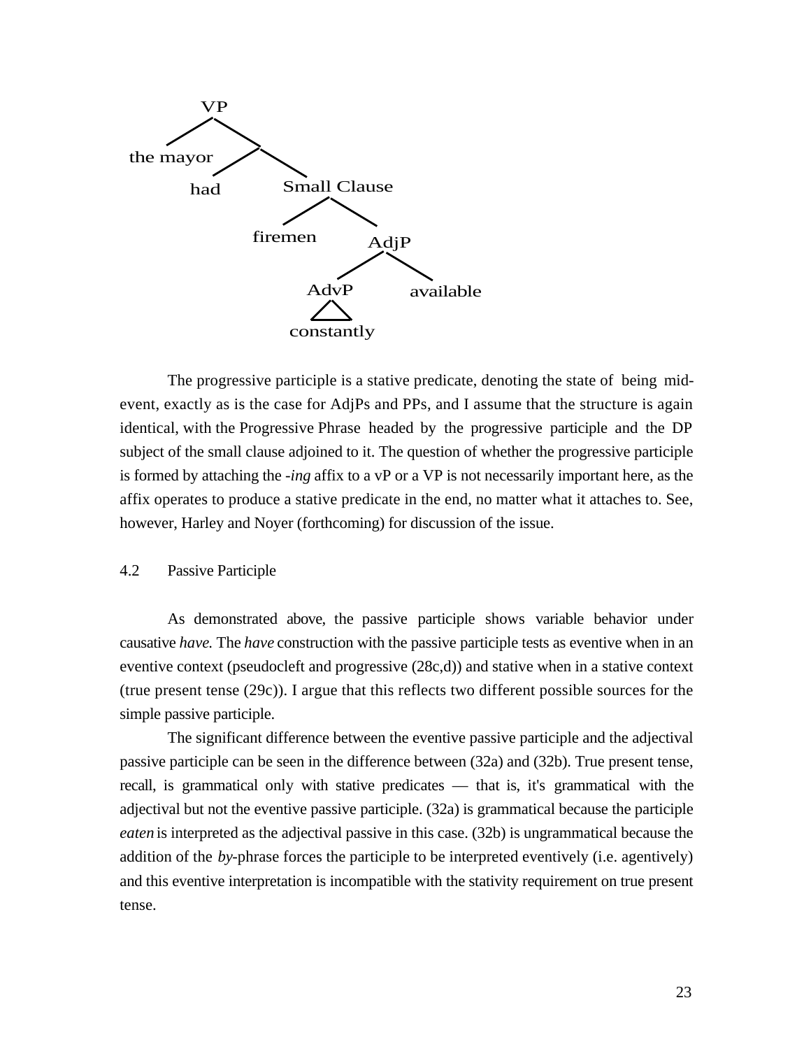```
VP
├── the mayor
└── [ ]
    ├── had
    └── Small Clause
        ├── firemen
        └── AdjP
            ├── AdvP
            │   └── constantly
            └── available
```

The progressive participle is a stative predicate, denoting the state of being mid-event, exactly as is the case for AdjPs and PPs, and I assume that the structure is again identical, with the Progressive Phrase headed by the progressive participle and the DP subject of the small clause adjoined to it. The question of whether the progressive participle is formed by attaching the *-ing* affix to a vP or a VP is not necessarily important here, as the affix operates to produce a stative predicate in the end, no matter what it attaches to. See, however, Harley and Noyer (forthcoming) for discussion of the issue.

### 4.2 Passive Participle

As demonstrated above, the passive participle shows variable behavior under causative *have.* The *have* construction with the passive participle tests as eventive when in an eventive context (pseudocleft and progressive (28c,d)) and stative when in a stative context (true present tense (29c)). I argue that this reflects two different possible sources for the simple passive participle.

The significant difference between the eventive passive participle and the adjectival passive participle can be seen in the difference between (32a) and (32b). True present tense, recall, is grammatical only with stative predicates — that is, it's grammatical with the adjectival but not the eventive passive participle. (32a) is grammatical because the participle *eaten* is interpreted as the adjectival passive in this case. (32b) is ungrammatical because the addition of the *by*-phrase forces the participle to be interpreted eventively (i.e. agentively) and this eventive interpretation is incompatible with the stativity requirement on true present tense.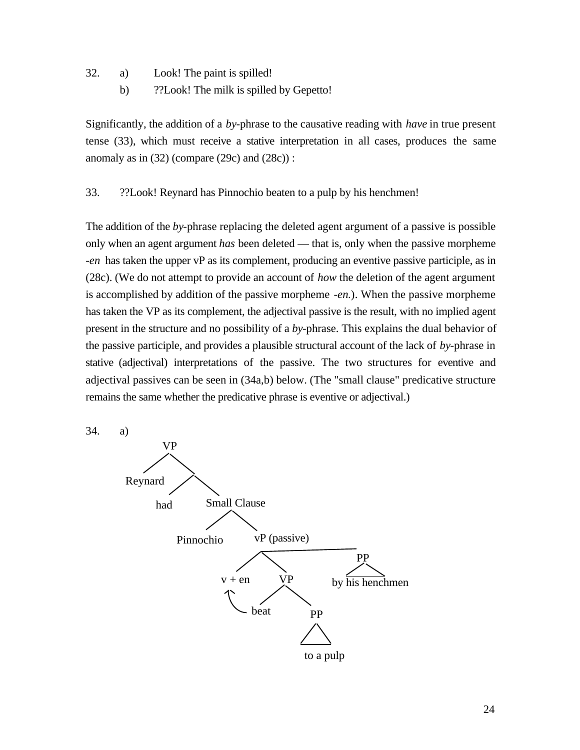32. a) Look! The paint is spilled!
    b) ??Look! The milk is spilled by Gepetto!

Significantly, the addition of a *by*-phrase to the causative reading with *have* in true present tense (33), which must receive a stative interpretation in all cases, produces the same anomaly as in (32) (compare (29c) and (28c)) :

33. ??Look! Reynard has Pinnochio beaten to a pulp by his henchmen!

The addition of the *by*-phrase replacing the deleted agent argument of a passive is possible only when an agent argument *has* been deleted — that is, only when the passive morpheme *-en* has taken the upper vP as its complement, producing an eventive passive participle, as in (28c). (We do not attempt to provide an account of *how* the deletion of the agent argument is accomplished by addition of the passive morpheme *-en*.). When the passive morpheme has taken the VP as its complement, the adjectival passive is the result, with no implied agent present in the structure and no possibility of a *by*-phrase. This explains the dual behavior of the passive participle, and provides a plausible structural account of the lack of *by*-phrase in stative (adjectival) interpretations of the passive. The two structures for eventive and adjectival passives can be seen in (34a,b) below. (The "small clause" predicative structure remains the same whether the predicative phrase is eventive or adjectival.)

34. a)

```
VP
├── Reynard
└── [ ]
    ├── had
    └── Small Clause
        ├── Pinnochio
        └── vP (passive)
            ├── v + en   (← beat)
            ├── VP
            │   ├── beat
            │   └── PP: to a pulp
            └── PP: by his henchmen
```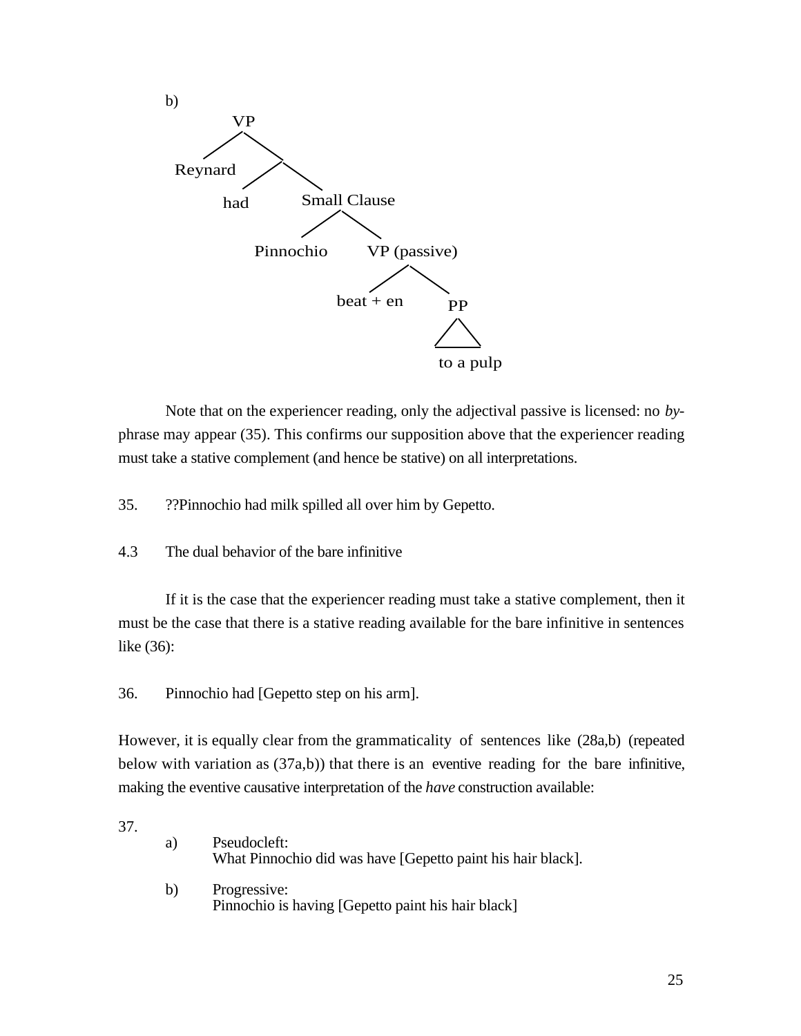b)

```
VP
├── Reynard
└── 
    ├── had
    └── Small Clause
        ├── Pinnochio
        └── VP (passive)
            ├── beat + en
            └── PP
                └── to a pulp
```

Note that on the experiencer reading, only the adjectival passive is licensed: no *by*-phrase may appear (35). This confirms our supposition above that the experiencer reading must take a stative complement (and hence be stative) on all interpretations.

35. ??Pinnochio had milk spilled all over him by Gepetto.

### 4.3 The dual behavior of the bare infinitive

If it is the case that the experiencer reading must take a stative complement, then it must be the case that there is a stative reading available for the bare infinitive in sentences like (36):

36. Pinnochio had [Gepetto step on his arm].

However, it is equally clear from the grammaticality of sentences like (28a,b) (repeated below with variation as (37a,b)) that there is an eventive reading for the bare infinitive, making the eventive causative interpretation of the *have* construction available:

37.
   a) Pseudocleft:
      What Pinnochio did was have [Gepetto paint his hair black].

   b) Progressive:
      Pinnochio is having [Gepetto paint his hair black]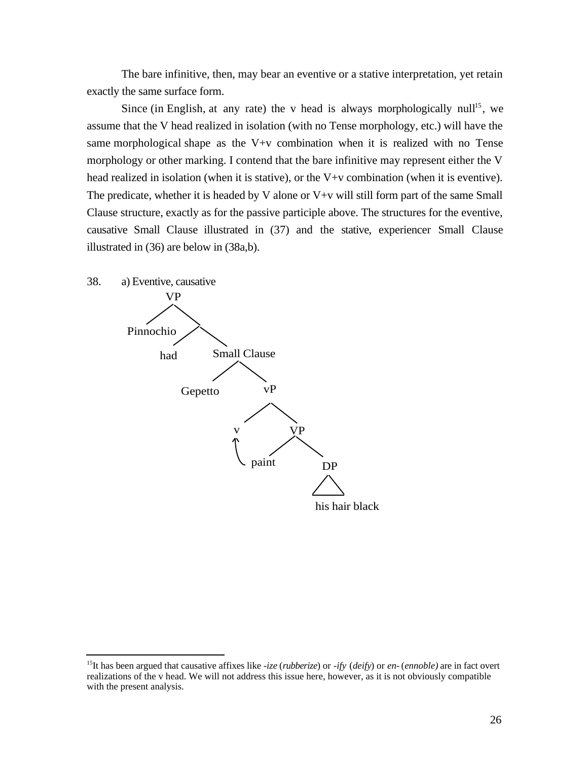The bare infinitive, then, may bear an eventive or a stative interpretation, yet retain exactly the same surface form.

Since (in English, at any rate) the v head is always morphologically null[15], we assume that the V head realized in isolation (with no Tense morphology, etc.) will have the same morphological shape as the V+v combination when it is realized with no Tense morphology or other marking. I contend that the bare infinitive may represent either the V head realized in isolation (when it is stative), or the V+v combination (when it is eventive). The predicate, whether it is headed by V alone or V+v will still form part of the same Small Clause structure, exactly as for the passive participle above. The structures for the eventive, causative Small Clause illustrated in (37) and the stative, experiencer Small Clause illustrated in (36) are below in (38a,b).

38. a) Eventive, causative

```
VP
├── Pinnochio
└──
    ├── had
    └── Small Clause
        ├── Gepetto
        └── vP
            ├── v  ←─┐
            └── VP   │
                ├── paint
                └── DP
                    └── his hair black
```

---

[15]It has been argued that causative affixes like *-ize* (*rubberize*) or *-ify* (*deify*) or *en-* (*ennoble)* are in fact overt realizations of the v head. We will not address this issue here, however, as it is not obviously compatible with the present analysis.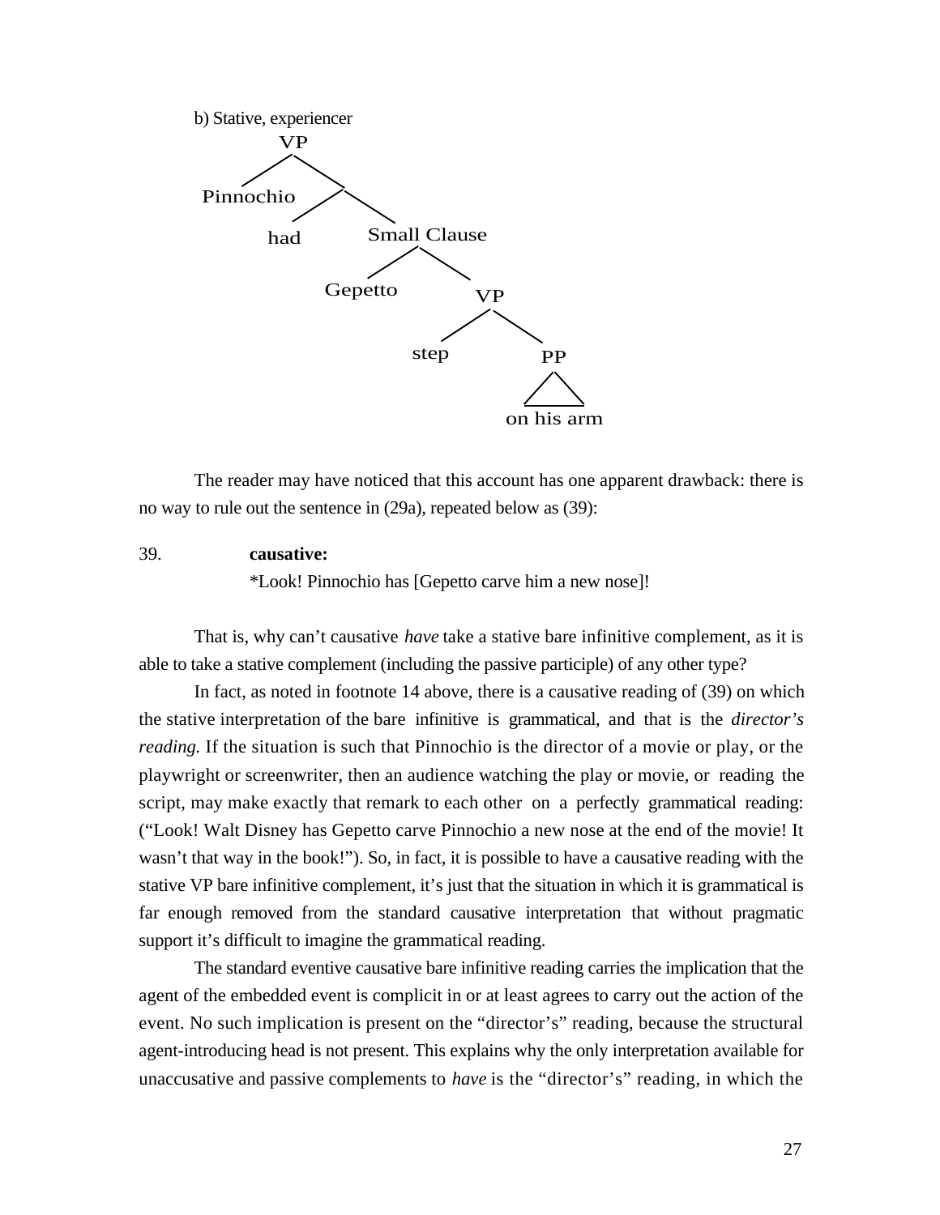b) Stative, experiencer

```
VP
├── Pinnochio
└──
    ├── had
    └── Small Clause
        ├── Gepetto
        └── VP
            ├── step
            └── PP
                └── on his arm
```

The reader may have noticed that this account has one apparent drawback: there is no way to rule out the sentence in (29a), repeated below as (39):

39. **causative:**
*Look! Pinnochio has [Gepetto carve him a new nose]!

That is, why can't causative *have* take a stative bare infinitive complement, as it is able to take a stative complement (including the passive participle) of any other type?

In fact, as noted in footnote 14 above, there is a causative reading of (39) on which the stative interpretation of the bare infinitive is grammatical, and that is the *director's reading.* If the situation is such that Pinnochio is the director of a movie or play, or the playwright or screenwriter, then an audience watching the play or movie, or reading the script, may make exactly that remark to each other on a perfectly grammatical reading: ("Look! Walt Disney has Gepetto carve Pinnochio a new nose at the end of the movie! It wasn't that way in the book!"). So, in fact, it is possible to have a causative reading with the stative VP bare infinitive complement, it's just that the situation in which it is grammatical is far enough removed from the standard causative interpretation that without pragmatic support it's difficult to imagine the grammatical reading.

The standard eventive causative bare infinitive reading carries the implication that the agent of the embedded event is complicit in or at least agrees to carry out the action of the event. No such implication is present on the "director's" reading, because the structural agent-introducing head is not present. This explains why the only interpretation available for unaccusative and passive complements to *have* is the "director's" reading, in which the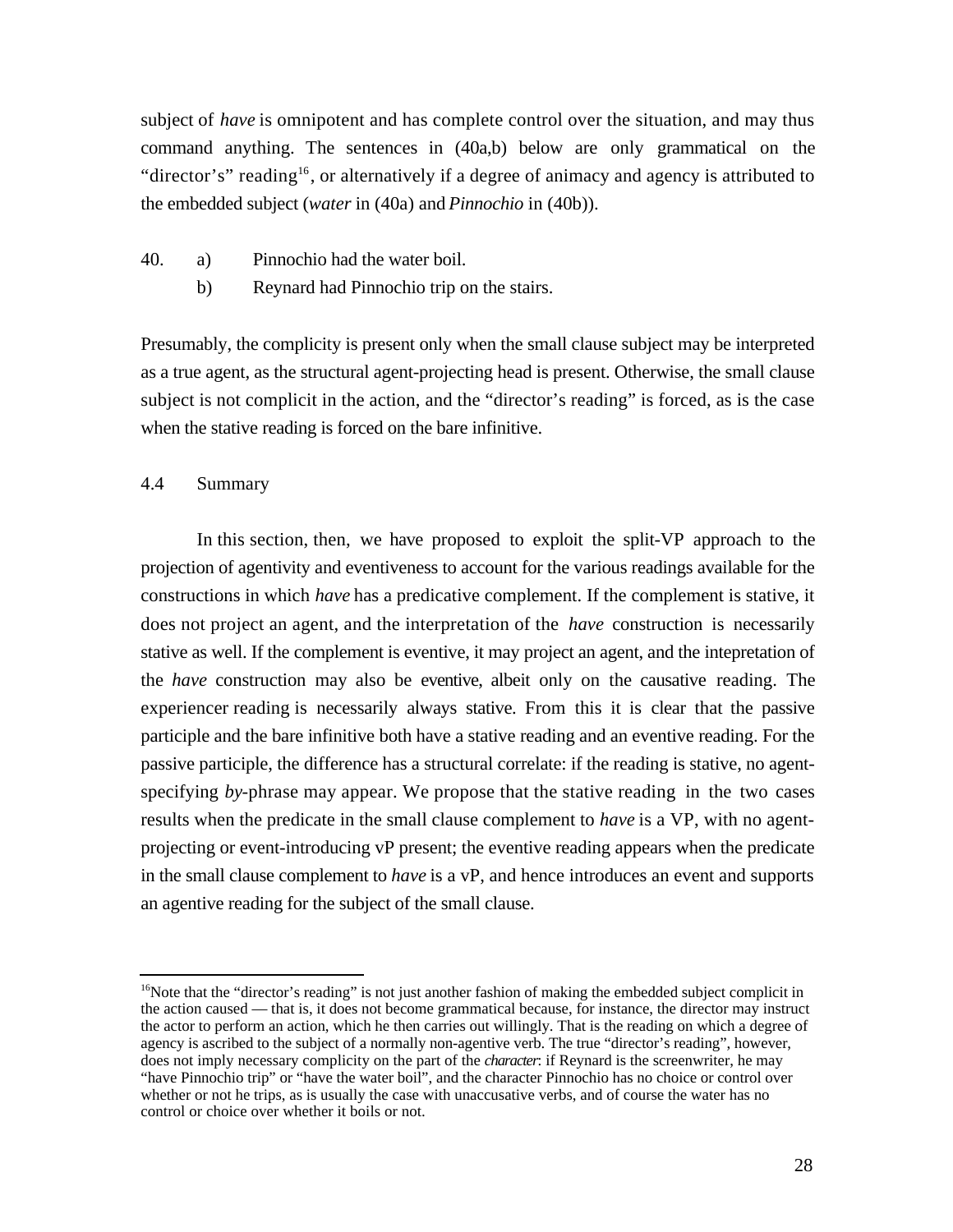subject of *have* is omnipotent and has complete control over the situation, and may thus command anything. The sentences in (40a,b) below are only grammatical on the "director's" reading[16], or alternatively if a degree of animacy and agency is attributed to the embedded subject (*water* in (40a) and *Pinnochio* in (40b)).

40. a) Pinnochio had the water boil.
    b) Reynard had Pinnochio trip on the stairs.

Presumably, the complicity is present only when the small clause subject may be interpreted as a true agent, as the structural agent-projecting head is present. Otherwise, the small clause subject is not complicit in the action, and the "director's reading" is forced, as is the case when the stative reading is forced on the bare infinitive.

### 4.4 Summary

In this section, then, we have proposed to exploit the split-VP approach to the projection of agentivity and eventiveness to account for the various readings available for the constructions in which *have* has a predicative complement. If the complement is stative, it does not project an agent, and the interpretation of the *have* construction is necessarily stative as well. If the complement is eventive, it may project an agent, and the intepretation of the *have* construction may also be eventive, albeit only on the causative reading. The experiencer reading is necessarily always stative. From this it is clear that the passive participle and the bare infinitive both have a stative reading and an eventive reading. For the passive participle, the difference has a structural correlate: if the reading is stative, no agent-specifying *by*-phrase may appear. We propose that the stative reading in the two cases results when the predicate in the small clause complement to *have* is a VP, with no agent-projecting or event-introducing vP present; the eventive reading appears when the predicate in the small clause complement to *have* is a vP, and hence introduces an event and supports an agentive reading for the subject of the small clause.

---

[16] Note that the "director's reading" is not just another fashion of making the embedded subject complicit in the action caused — that is, it does not become grammatical because, for instance, the director may instruct the actor to perform an action, which he then carries out willingly. That is the reading on which a degree of agency is ascribed to the subject of a normally non-agentive verb. The true "director's reading", however, does not imply necessary complicity on the part of the *character*: if Reynard is the screenwriter, he may "have Pinnochio trip" or "have the water boil", and the character Pinnochio has no choice or control over whether or not he trips, as is usually the case with unaccusative verbs, and of course the water has no control or choice over whether it boils or not.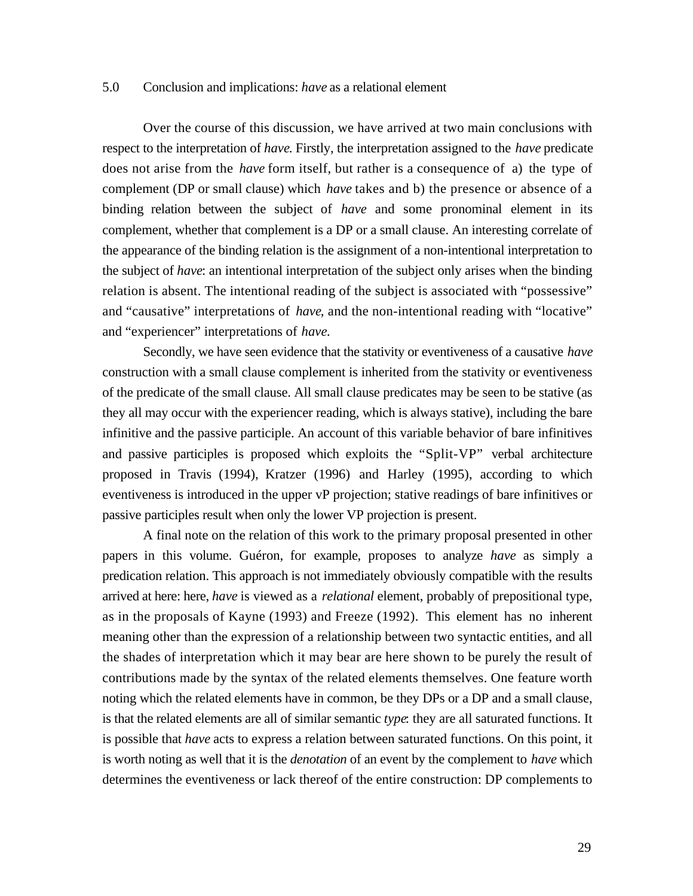## 5.0 Conclusion and implications: *have* as a relational element

Over the course of this discussion, we have arrived at two main conclusions with respect to the interpretation of *have*. Firstly, the interpretation assigned to the *have* predicate does not arise from the *have* form itself, but rather is a consequence of a) the type of complement (DP or small clause) which *have* takes and b) the presence or absence of a binding relation between the subject of *have* and some pronominal element in its complement, whether that complement is a DP or a small clause. An interesting correlate of the appearance of the binding relation is the assignment of a non-intentional interpretation to the subject of *have*: an intentional interpretation of the subject only arises when the binding relation is absent. The intentional reading of the subject is associated with "possessive" and "causative" interpretations of *have*, and the non-intentional reading with "locative" and "experiencer" interpretations of *have*.

Secondly, we have seen evidence that the stativity or eventiveness of a causative *have* construction with a small clause complement is inherited from the stativity or eventiveness of the predicate of the small clause. All small clause predicates may be seen to be stative (as they all may occur with the experiencer reading, which is always stative), including the bare infinitive and the passive participle. An account of this variable behavior of bare infinitives and passive participles is proposed which exploits the "Split-VP" verbal architecture proposed in Travis (1994), Kratzer (1996) and Harley (1995), according to which eventiveness is introduced in the upper vP projection; stative readings of bare infinitives or passive participles result when only the lower VP projection is present.

A final note on the relation of this work to the primary proposal presented in other papers in this volume. Guéron, for example, proposes to analyze *have* as simply a predication relation. This approach is not immediately obviously compatible with the results arrived at here: here, *have* is viewed as a *relational* element, probably of prepositional type, as in the proposals of Kayne (1993) and Freeze (1992). This element has no inherent meaning other than the expression of a relationship between two syntactic entities, and all the shades of interpretation which it may bear are here shown to be purely the result of contributions made by the syntax of the related elements themselves. One feature worth noting which the related elements have in common, be they DPs or a DP and a small clause, is that the related elements are all of similar semantic *type*: they are all saturated functions. It is possible that *have* acts to express a relation between saturated functions. On this point, it is worth noting as well that it is the *denotation* of an event by the complement to *have* which determines the eventiveness or lack thereof of the entire construction: DP complements to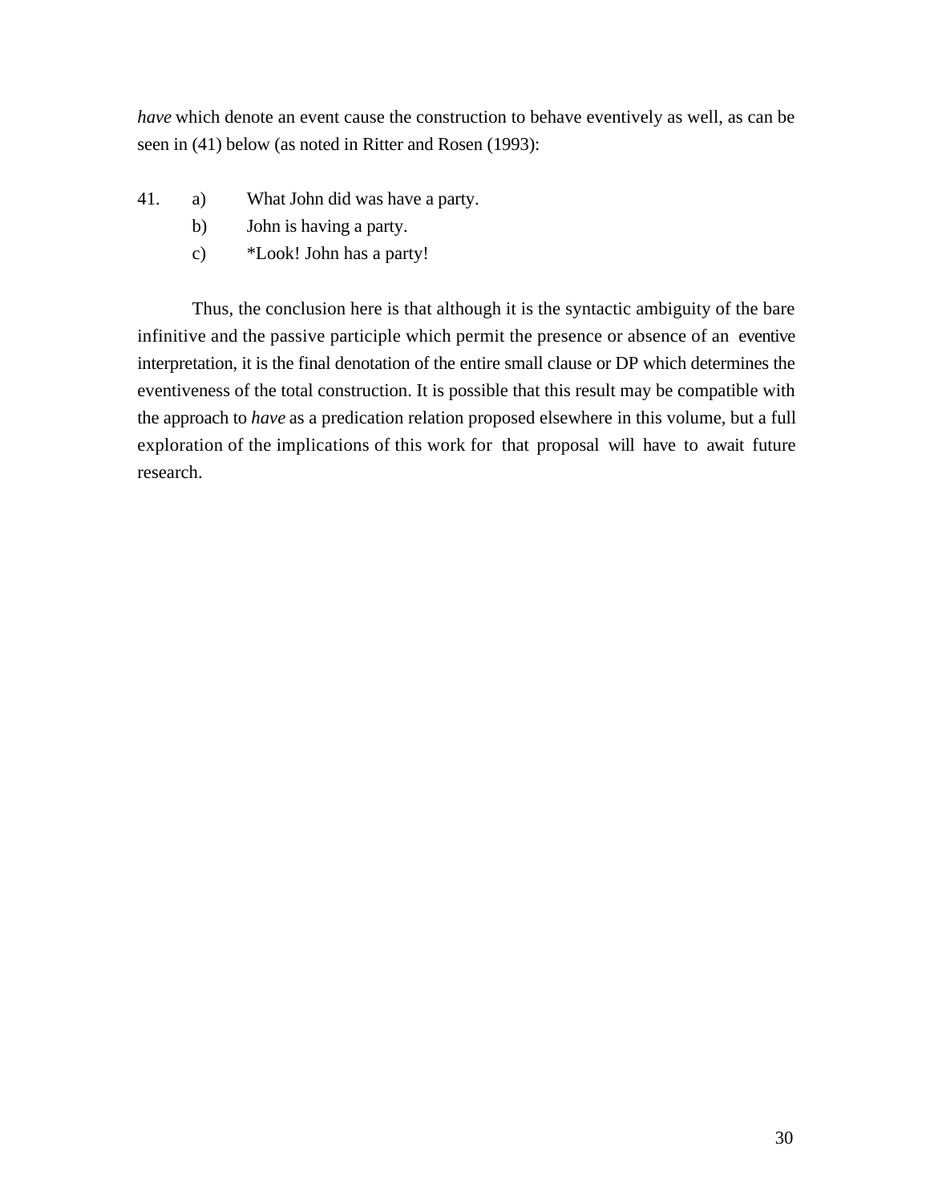*have* which denote an event cause the construction to behave eventively as well, as can be seen in (41) below (as noted in Ritter and Rosen (1993):

41. a) What John did was have a party.
    b) John is having a party.
    c) *Look! John has a party!

Thus, the conclusion here is that although it is the syntactic ambiguity of the bare infinitive and the passive participle which permit the presence or absence of an eventive interpretation, it is the final denotation of the entire small clause or DP which determines the eventiveness of the total construction. It is possible that this result may be compatible with the approach to *have* as a predication relation proposed elsewhere in this volume, but a full exploration of the implications of this work for that proposal will have to await future research.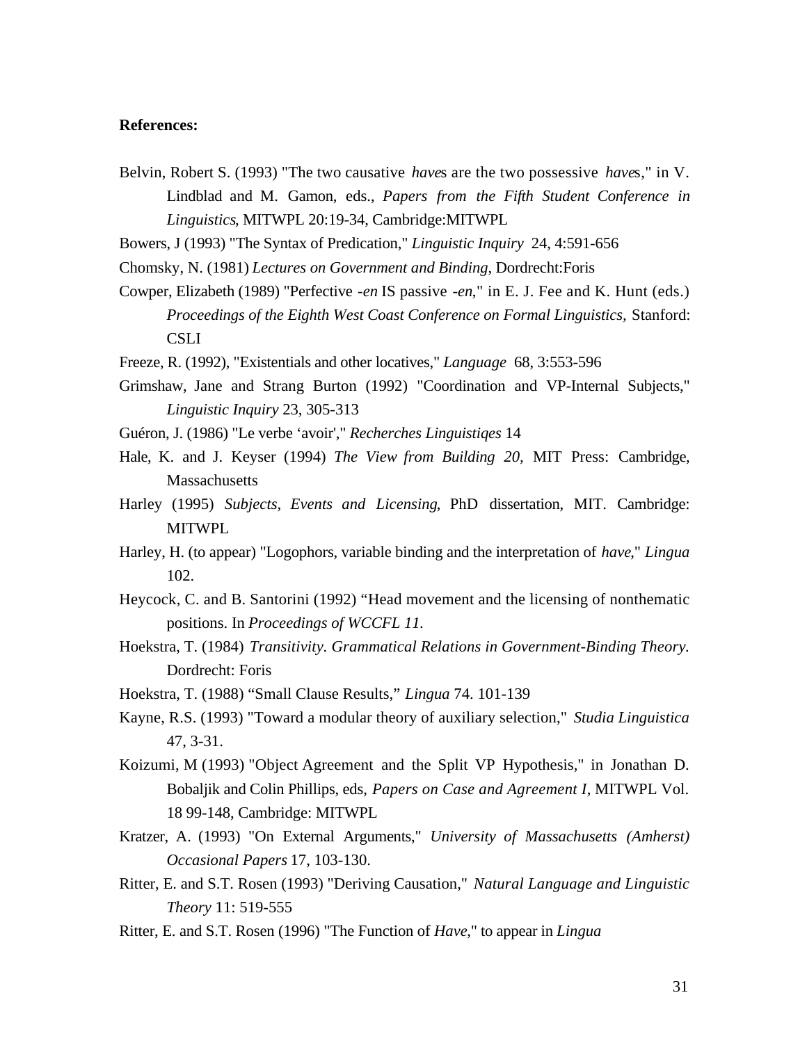**References:**

Belvin, Robert S. (1993) "The two causative *have*s are the two possessive *have*s," in V. Lindblad and M. Gamon, eds., *Papers from the Fifth Student Conference in Linguistics*, MITWPL 20:19-34, Cambridge:MITWPL

Bowers, J (1993) "The Syntax of Predication," *Linguistic Inquiry* 24, 4:591-656

Chomsky, N. (1981) *Lectures on Government and Binding*, Dordrecht:Foris

Cowper, Elizabeth (1989) "Perfective *-en* IS passive *-en*," in E. J. Fee and K. Hunt (eds.) *Proceedings of the Eighth West Coast Conference on Formal Linguistics*, Stanford: CSLI

Freeze, R. (1992), "Existentials and other locatives," *Language* 68, 3:553-596

Grimshaw, Jane and Strang Burton (1992) "Coordination and VP-Internal Subjects," *Linguistic Inquiry* 23, 305-313

Guéron, J. (1986) "Le verbe 'avoir'," *Recherches Linguistiqes* 14

Hale, K. and J. Keyser (1994) *The View from Building 20*, MIT Press: Cambridge, Massachusetts

Harley (1995) *Subjects, Events and Licensing*, PhD dissertation, MIT. Cambridge: MITWPL

Harley, H. (to appear) "Logophors, variable binding and the interpretation of *have*," *Lingua* 102.

Heycock, C. and B. Santorini (1992) "Head movement and the licensing of nonthematic positions. In *Proceedings of WCCFL 11.*

Hoekstra, T. (1984) *Transitivity. Grammatical Relations in Government-Binding Theory.* Dordrecht: Foris

Hoekstra, T. (1988) "Small Clause Results," *Lingua* 74. 101-139

Kayne, R.S. (1993) "Toward a modular theory of auxiliary selection," *Studia Linguistica* 47, 3-31.

Koizumi, M (1993) "Object Agreement and the Split VP Hypothesis," in Jonathan D. Bobaljik and Colin Phillips, eds, *Papers on Case and Agreement I*, MITWPL Vol. 18 99-148, Cambridge: MITWPL

Kratzer, A. (1993) "On External Arguments," *University of Massachusetts (Amherst) Occasional Papers* 17, 103-130.

Ritter, E. and S.T. Rosen (1993) "Deriving Causation," *Natural Language and Linguistic Theory* 11: 519-555

Ritter, E. and S.T. Rosen (1996) "The Function of *Have*," to appear in *Lingua*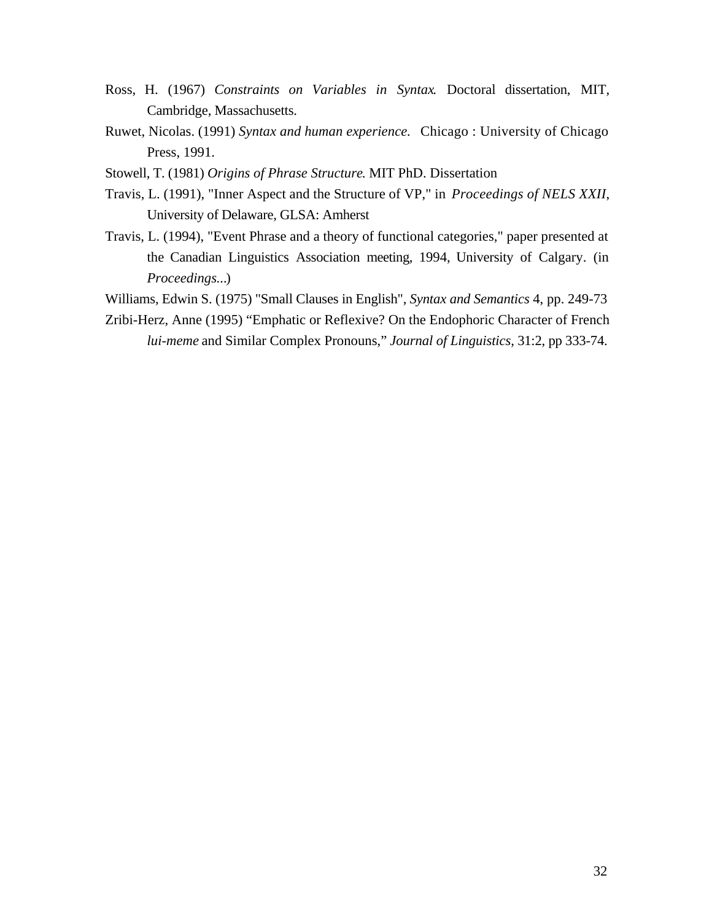Ross, H. (1967) *Constraints on Variables in Syntax*. Doctoral dissertation, MIT, Cambridge, Massachusetts.

Ruwet, Nicolas. (1991) *Syntax and human experience.* Chicago : University of Chicago Press, 1991.

Stowell, T. (1981) *Origins of Phrase Structure*. MIT PhD. Dissertation

Travis, L. (1991), "Inner Aspect and the Structure of VP," in *Proceedings of NELS XXII*, University of Delaware, GLSA: Amherst

Travis, L. (1994), "Event Phrase and a theory of functional categories," paper presented at the Canadian Linguistics Association meeting, 1994, University of Calgary. (in *Proceedings...*)

Williams, Edwin S. (1975) "Small Clauses in English", *Syntax and Semantics* 4, pp. 249-73

Zribi-Herz, Anne (1995) "Emphatic or Reflexive? On the Endophoric Character of French *lui-meme* and Similar Complex Pronouns," *Journal of Linguistics*, 31:2, pp 333-74.